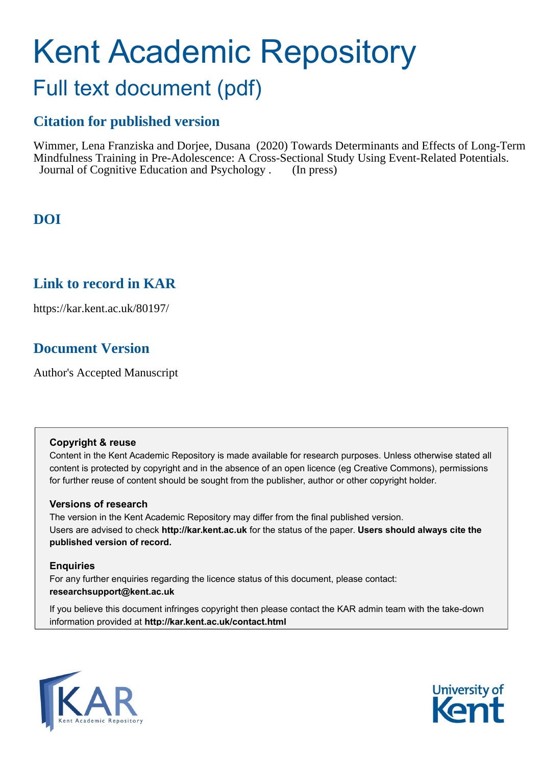# Kent Academic Repository

## Full text document (pdf)

### Citation for published version

Wimmer, Lena Franziska and Dorjee, Dusana (2020) Towards Determinants and Effects of Long-Term Mindfulness Training in Pre-Adolescence: A Cross-Sectional Study Using Event-Related Potentials. Journal of Cognitive Education and Psychology . (In press)

### DOI

### Link to record in KAR

https://kar.kent.ac.uk/80197/

### Document Version

Author's Accepted Manuscript

**Copyright & reuse**

Content in the Kent Academic Repository is made available for research purposes. Unless otherwise stated all content is protected by copyright and in the absence of an open licence (eg Creative Commons), permissions for further reuse of content should be sought from the publisher, author or other copyright holder.

**Versions of research**

The version in the Kent Academic Repository may differ from the final published version. Users are advised to check **http://kar.kent.ac.uk** for the status of the paper. **Users should always cite the published version of record.**

**Enquiries**

For any further enquiries regarding the licence status of this document, please contact: **researchsupport@kent.ac.uk**

If you believe this document infringes copyright then please contact the KAR admin team with the take-down information provided at **http://kar.kent.ac.uk/contact.html**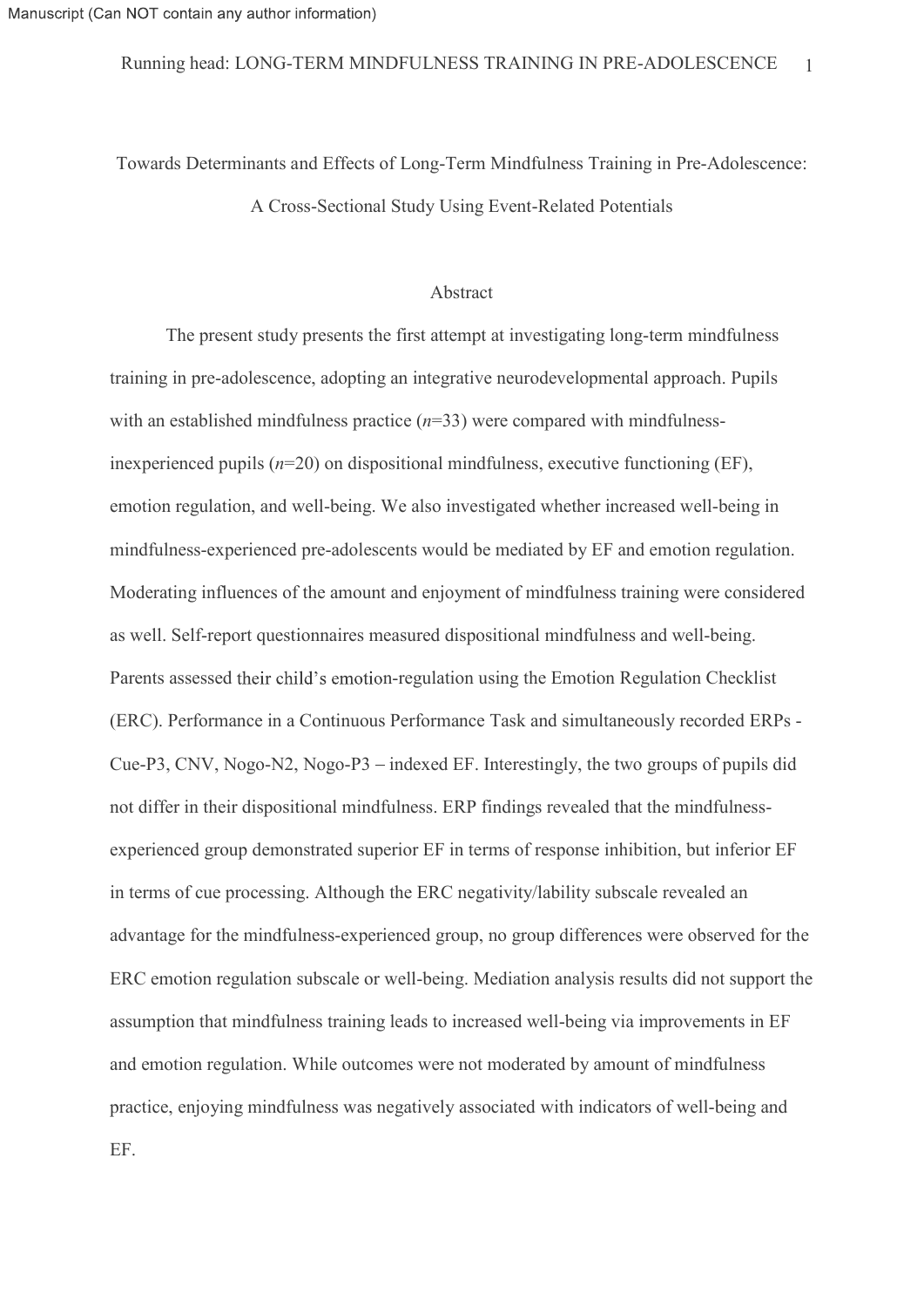# Towards Determinants and Effects of Long-Term Mindfulness Training in Pre-Adolescence: A Cross-Sectional Study Using Event-Related Potentials

## Abstract

The present study presents the first attempt at investigating long-term mindfulness training in pre-adolescence, adopting an integrative neurodevelopmental approach. Pupils with an established mindfulness practice ($n$=33) were compared with mindfulness-inexperienced pupils ($n$=20) on dispositional mindfulness, executive functioning (EF), emotion regulation, and well-being. We also investigated whether increased well-being in mindfulness-experienced pre-adolescents would be mediated by EF and emotion regulation. Moderating influences of the amount and enjoyment of mindfulness training were considered as well. Self-report questionnaires measured dispositional mindfulness and well-being. Parents assessed their child's emotion-regulation using the Emotion Regulation Checklist (ERC). Performance in a Continuous Performance Task and simultaneously recorded ERPs - Cue-P3, CNV, Nogo-N2, Nogo-P3 – indexed EF. Interestingly, the two groups of pupils did not differ in their dispositional mindfulness. ERP findings revealed that the mindfulness-experienced group demonstrated superior EF in terms of response inhibition, but inferior EF in terms of cue processing. Although the ERC negativity/lability subscale revealed an advantage for the mindfulness-experienced group, no group differences were observed for the ERC emotion regulation subscale or well-being. Mediation analysis results did not support the assumption that mindfulness training leads to increased well-being via improvements in EF and emotion regulation. While outcomes were not moderated by amount of mindfulness practice, enjoying mindfulness was negatively associated with indicators of well-being and EF.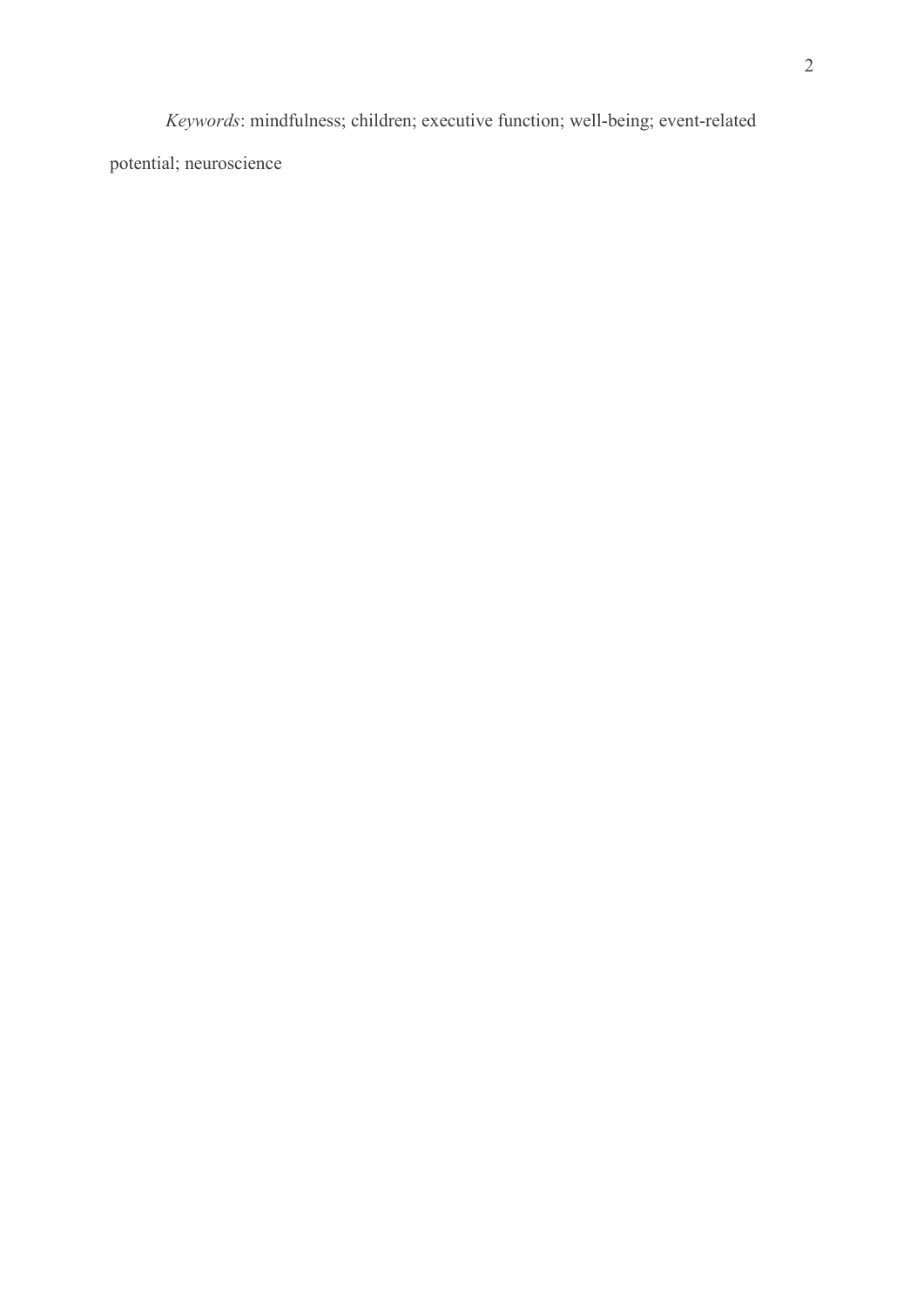*Keywords*: mindfulness; children; executive function; well-being; event-related potential; neuroscience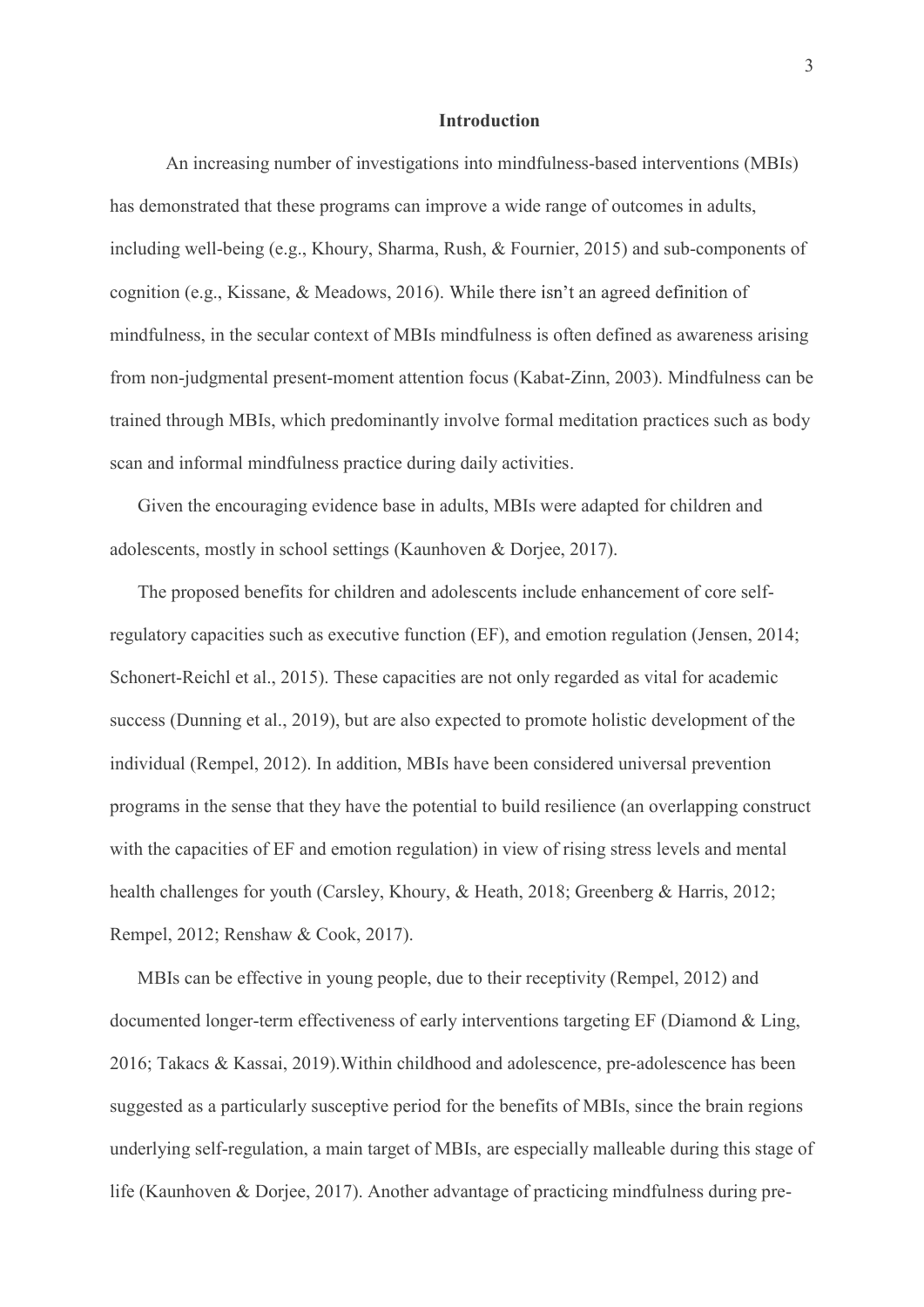## Introduction

An increasing number of investigations into mindfulness-based interventions (MBIs) has demonstrated that these programs can improve a wide range of outcomes in adults, including well-being (e.g., Khoury, Sharma, Rush, & Fournier, 2015) and sub-components of cognition (e.g., Kissane, & Meadows, 2016). While there isn't an agreed definition of mindfulness, in the secular context of MBIs mindfulness is often defined as awareness arising from non-judgmental present-moment attention focus (Kabat-Zinn, 2003). Mindfulness can be trained through MBIs, which predominantly involve formal meditation practices such as body scan and informal mindfulness practice during daily activities.

Given the encouraging evidence base in adults, MBIs were adapted for children and adolescents, mostly in school settings (Kaunhoven & Dorjee, 2017).

The proposed benefits for children and adolescents include enhancement of core self-regulatory capacities such as executive function (EF), and emotion regulation (Jensen, 2014; Schonert-Reichl et al., 2015). These capacities are not only regarded as vital for academic success (Dunning et al., 2019), but are also expected to promote holistic development of the individual (Rempel, 2012). In addition, MBIs have been considered universal prevention programs in the sense that they have the potential to build resilience (an overlapping construct with the capacities of EF and emotion regulation) in view of rising stress levels and mental health challenges for youth (Carsley, Khoury, & Heath, 2018; Greenberg & Harris, 2012; Rempel, 2012; Renshaw & Cook, 2017).

MBIs can be effective in young people, due to their receptivity (Rempel, 2012) and documented longer-term effectiveness of early interventions targeting EF (Diamond & Ling, 2016; Takacs & Kassai, 2019).Within childhood and adolescence, pre-adolescence has been suggested as a particularly susceptive period for the benefits of MBIs, since the brain regions underlying self-regulation, a main target of MBIs, are especially malleable during this stage of life (Kaunhoven & Dorjee, 2017). Another advantage of practicing mindfulness during pre-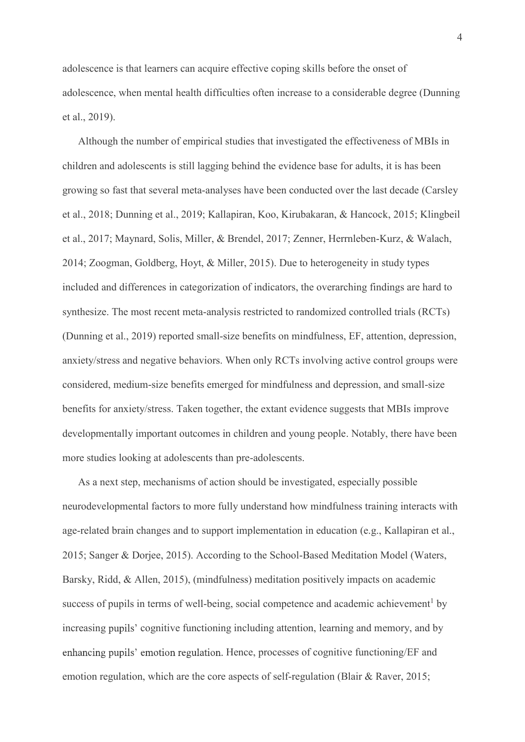adolescence is that learners can acquire effective coping skills before the onset of adolescence, when mental health difficulties often increase to a considerable degree (Dunning et al., 2019).

Although the number of empirical studies that investigated the effectiveness of MBIs in children and adolescents is still lagging behind the evidence base for adults, it is has been growing so fast that several meta-analyses have been conducted over the last decade (Carsley et al., 2018; Dunning et al., 2019; Kallapiran, Koo, Kirubakaran, & Hancock, 2015; Klingbeil et al., 2017; Maynard, Solis, Miller, & Brendel, 2017; Zenner, Herrnleben-Kurz, & Walach, 2014; Zoogman, Goldberg, Hoyt, & Miller, 2015). Due to heterogeneity in study types included and differences in categorization of indicators, the overarching findings are hard to synthesize. The most recent meta-analysis restricted to randomized controlled trials (RCTs) (Dunning et al., 2019) reported small-size benefits on mindfulness, EF, attention, depression, anxiety/stress and negative behaviors. When only RCTs involving active control groups were considered, medium-size benefits emerged for mindfulness and depression, and small-size benefits for anxiety/stress. Taken together, the extant evidence suggests that MBIs improve developmentally important outcomes in children and young people. Notably, there have been more studies looking at adolescents than pre-adolescents.

As a next step, mechanisms of action should be investigated, especially possible neurodevelopmental factors to more fully understand how mindfulness training interacts with age-related brain changes and to support implementation in education (e.g., Kallapiran et al., 2015; Sanger & Dorjee, 2015). According to the School-Based Meditation Model (Waters, Barsky, Ridd, & Allen, 2015), (mindfulness) meditation positively impacts on academic success of pupils in terms of well-being, social competence and academic achievement[1] by increasing pupils' cognitive functioning including attention, learning and memory, and by enhancing pupils' emotion regulation. Hence, processes of cognitive functioning/EF and emotion regulation, which are the core aspects of self-regulation (Blair & Raver, 2015;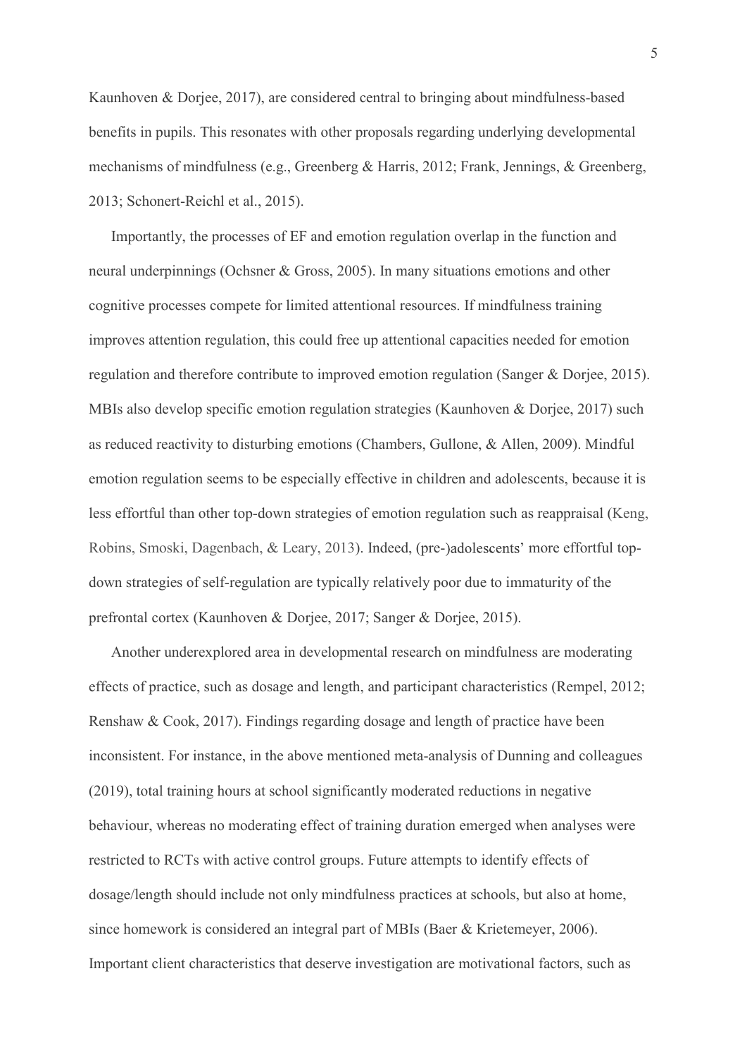Kaunhoven & Dorjee, 2017), are considered central to bringing about mindfulness-based benefits in pupils. This resonates with other proposals regarding underlying developmental mechanisms of mindfulness (e.g., Greenberg & Harris, 2012; Frank, Jennings, & Greenberg, 2013; Schonert-Reichl et al., 2015).

Importantly, the processes of EF and emotion regulation overlap in the function and neural underpinnings (Ochsner & Gross, 2005). In many situations emotions and other cognitive processes compete for limited attentional resources. If mindfulness training improves attention regulation, this could free up attentional capacities needed for emotion regulation and therefore contribute to improved emotion regulation (Sanger & Dorjee, 2015). MBIs also develop specific emotion regulation strategies (Kaunhoven & Dorjee, 2017) such as reduced reactivity to disturbing emotions (Chambers, Gullone, & Allen, 2009). Mindful emotion regulation seems to be especially effective in children and adolescents, because it is less effortful than other top-down strategies of emotion regulation such as reappraisal (Keng, Robins, Smoski, Dagenbach, & Leary, 2013). Indeed, (pre-)adolescents' more effortful top-down strategies of self-regulation are typically relatively poor due to immaturity of the prefrontal cortex (Kaunhoven & Dorjee, 2017; Sanger & Dorjee, 2015).

Another underexplored area in developmental research on mindfulness are moderating effects of practice, such as dosage and length, and participant characteristics (Rempel, 2012; Renshaw & Cook, 2017). Findings regarding dosage and length of practice have been inconsistent. For instance, in the above mentioned meta-analysis of Dunning and colleagues (2019), total training hours at school significantly moderated reductions in negative behaviour, whereas no moderating effect of training duration emerged when analyses were restricted to RCTs with active control groups. Future attempts to identify effects of dosage/length should include not only mindfulness practices at schools, but also at home, since homework is considered an integral part of MBIs (Baer & Krietemeyer, 2006). Important client characteristics that deserve investigation are motivational factors, such as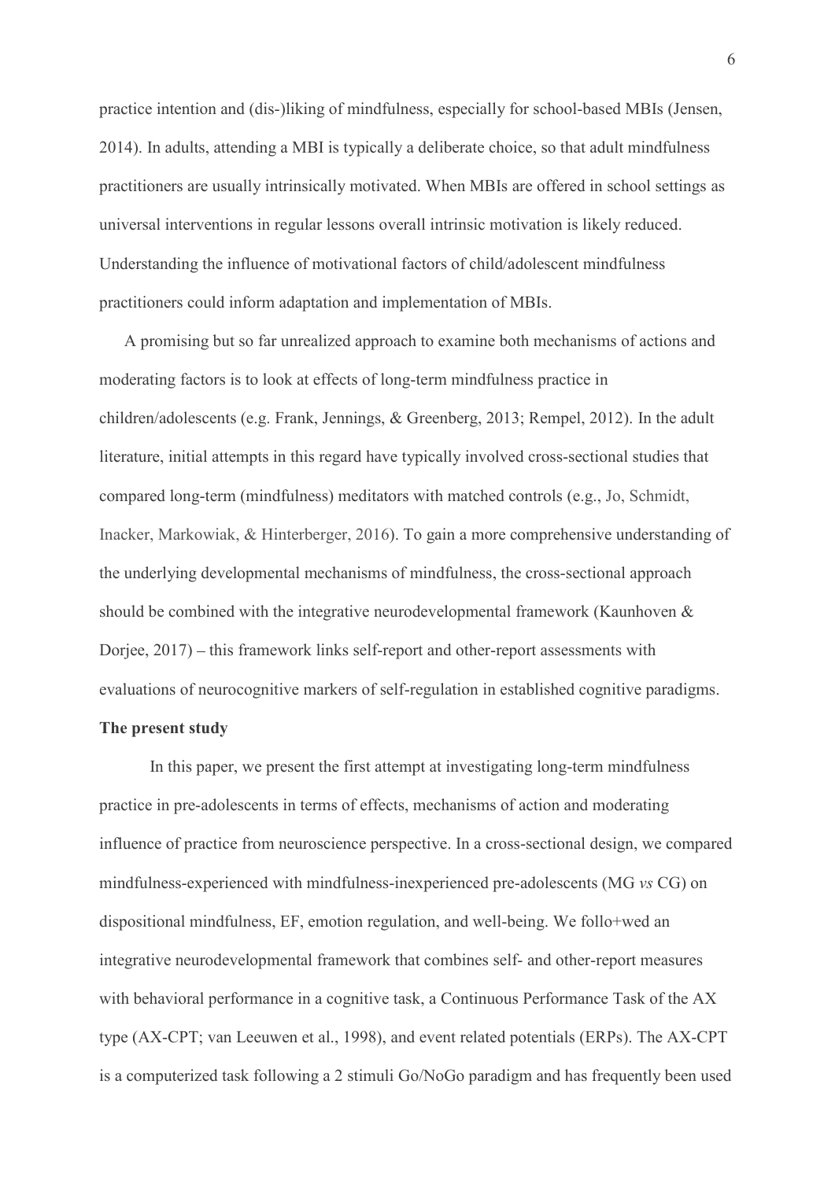practice intention and (dis-)liking of mindfulness, especially for school-based MBIs (Jensen, 2014). In adults, attending a MBI is typically a deliberate choice, so that adult mindfulness practitioners are usually intrinsically motivated. When MBIs are offered in school settings as universal interventions in regular lessons overall intrinsic motivation is likely reduced. Understanding the influence of motivational factors of child/adolescent mindfulness practitioners could inform adaptation and implementation of MBIs.

A promising but so far unrealized approach to examine both mechanisms of actions and moderating factors is to look at effects of long-term mindfulness practice in children/adolescents (e.g. Frank, Jennings, & Greenberg, 2013; Rempel, 2012). In the adult literature, initial attempts in this regard have typically involved cross-sectional studies that compared long-term (mindfulness) meditators with matched controls (e.g., Jo, Schmidt, Inacker, Markowiak, & Hinterberger, 2016). To gain a more comprehensive understanding of the underlying developmental mechanisms of mindfulness, the cross-sectional approach should be combined with the integrative neurodevelopmental framework (Kaunhoven & Dorjee, 2017) – this framework links self-report and other-report assessments with evaluations of neurocognitive markers of self-regulation in established cognitive paradigms.

**The present study**

In this paper, we present the first attempt at investigating long-term mindfulness practice in pre-adolescents in terms of effects, mechanisms of action and moderating influence of practice from neuroscience perspective. In a cross-sectional design, we compared mindfulness-experienced with mindfulness-inexperienced pre-adolescents (MG *vs* CG) on dispositional mindfulness, EF, emotion regulation, and well-being. We follo+wed an integrative neurodevelopmental framework that combines self- and other-report measures with behavioral performance in a cognitive task, a Continuous Performance Task of the AX type (AX-CPT; van Leeuwen et al., 1998), and event related potentials (ERPs). The AX-CPT is a computerized task following a 2 stimuli Go/NoGo paradigm and has frequently been used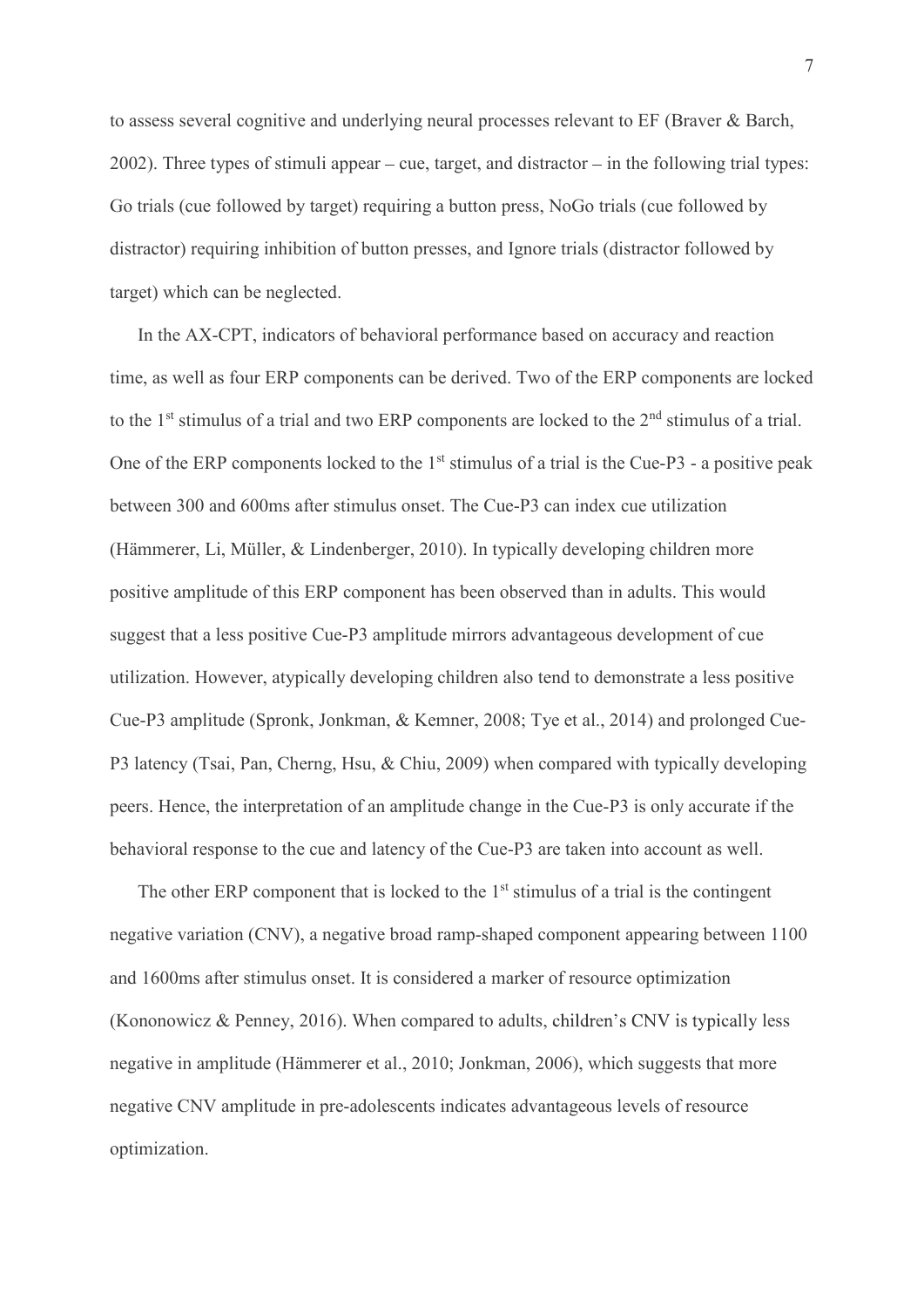to assess several cognitive and underlying neural processes relevant to EF (Braver & Barch, 2002). Three types of stimuli appear – cue, target, and distractor – in the following trial types: Go trials (cue followed by target) requiring a button press, NoGo trials (cue followed by distractor) requiring inhibition of button presses, and Ignore trials (distractor followed by target) which can be neglected.

In the AX-CPT, indicators of behavioral performance based on accuracy and reaction time, as well as four ERP components can be derived. Two of the ERP components are locked to the 1st stimulus of a trial and two ERP components are locked to the 2nd stimulus of a trial. One of the ERP components locked to the 1st stimulus of a trial is the Cue-P3 - a positive peak between 300 and 600ms after stimulus onset. The Cue-P3 can index cue utilization (Hämmerer, Li, Müller, & Lindenberger, 2010). In typically developing children more positive amplitude of this ERP component has been observed than in adults. This would suggest that a less positive Cue-P3 amplitude mirrors advantageous development of cue utilization. However, atypically developing children also tend to demonstrate a less positive Cue-P3 amplitude (Spronk, Jonkman, & Kemner, 2008; Tye et al., 2014) and prolonged Cue-P3 latency (Tsai, Pan, Cherng, Hsu, & Chiu, 2009) when compared with typically developing peers. Hence, the interpretation of an amplitude change in the Cue-P3 is only accurate if the behavioral response to the cue and latency of the Cue-P3 are taken into account as well.

The other ERP component that is locked to the 1st stimulus of a trial is the contingent negative variation (CNV), a negative broad ramp-shaped component appearing between 1100 and 1600ms after stimulus onset. It is considered a marker of resource optimization (Kononowicz & Penney, 2016). When compared to adults, children's CNV is typically less negative in amplitude (Hämmerer et al., 2010; Jonkman, 2006), which suggests that more negative CNV amplitude in pre-adolescents indicates advantageous levels of resource optimization.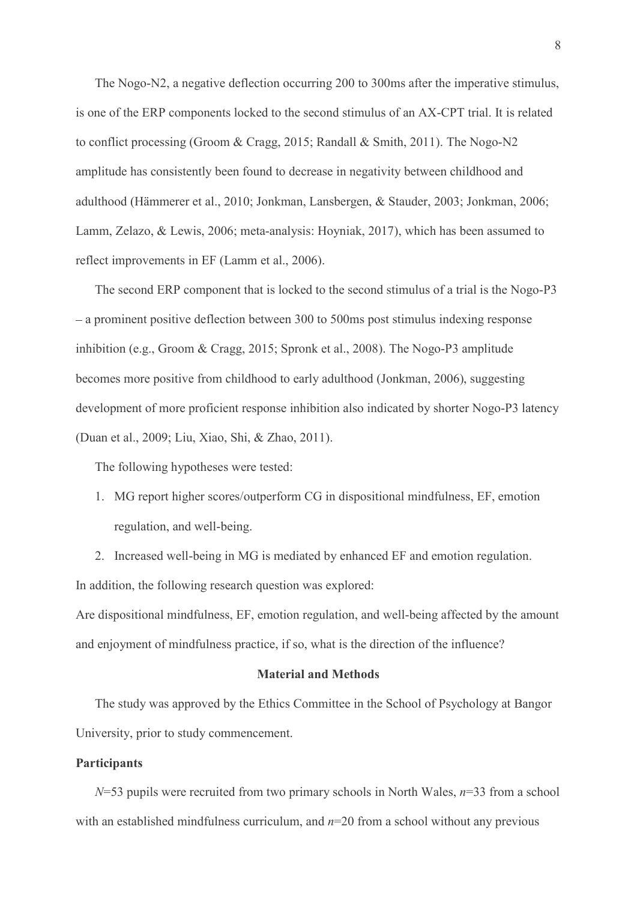The Nogo-N2, a negative deflection occurring 200 to 300ms after the imperative stimulus, is one of the ERP components locked to the second stimulus of an AX-CPT trial. It is related to conflict processing (Groom & Cragg, 2015; Randall & Smith, 2011). The Nogo-N2 amplitude has consistently been found to decrease in negativity between childhood and adulthood (Hämmerer et al., 2010; Jonkman, Lansbergen, & Stauder, 2003; Jonkman, 2006; Lamm, Zelazo, & Lewis, 2006; meta-analysis: Hoyniak, 2017), which has been assumed to reflect improvements in EF (Lamm et al., 2006).

The second ERP component that is locked to the second stimulus of a trial is the Nogo-P3 – a prominent positive deflection between 300 to 500ms post stimulus indexing response inhibition (e.g., Groom & Cragg, 2015; Spronk et al., 2008). The Nogo-P3 amplitude becomes more positive from childhood to early adulthood (Jonkman, 2006), suggesting development of more proficient response inhibition also indicated by shorter Nogo-P3 latency (Duan et al., 2009; Liu, Xiao, Shi, & Zhao, 2011).

The following hypotheses were tested:

1. MG report higher scores/outperform CG in dispositional mindfulness, EF, emotion regulation, and well-being.
2. Increased well-being in MG is mediated by enhanced EF and emotion regulation.

In addition, the following research question was explored:

Are dispositional mindfulness, EF, emotion regulation, and well-being affected by the amount and enjoyment of mindfulness practice, if so, what is the direction of the influence?

## Material and Methods

The study was approved by the Ethics Committee in the School of Psychology at Bangor University, prior to study commencement.

### Participants

*N*=53 pupils were recruited from two primary schools in North Wales, *n*=33 from a school with an established mindfulness curriculum, and *n*=20 from a school without any previous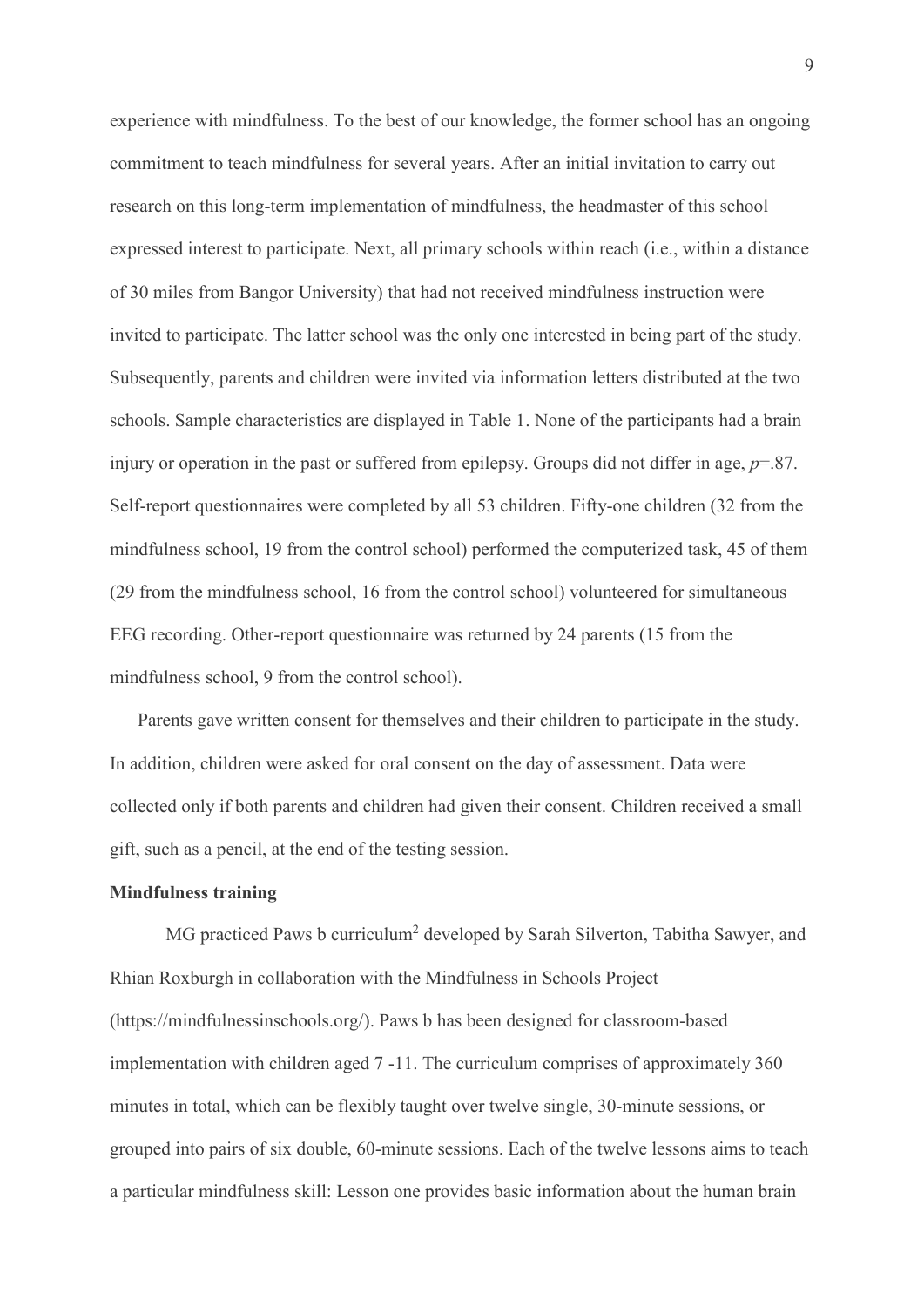experience with mindfulness. To the best of our knowledge, the former school has an ongoing commitment to teach mindfulness for several years. After an initial invitation to carry out research on this long-term implementation of mindfulness, the headmaster of this school expressed interest to participate. Next, all primary schools within reach (i.e., within a distance of 30 miles from Bangor University) that had not received mindfulness instruction were invited to participate. The latter school was the only one interested in being part of the study. Subsequently, parents and children were invited via information letters distributed at the two schools. Sample characteristics are displayed in Table 1. None of the participants had a brain injury or operation in the past or suffered from epilepsy. Groups did not differ in age, $p=.87$. Self-report questionnaires were completed by all 53 children. Fifty-one children (32 from the mindfulness school, 19 from the control school) performed the computerized task, 45 of them (29 from the mindfulness school, 16 from the control school) volunteered for simultaneous EEG recording. Other-report questionnaire was returned by 24 parents (15 from the mindfulness school, 9 from the control school).

Parents gave written consent for themselves and their children to participate in the study. In addition, children were asked for oral consent on the day of assessment. Data were collected only if both parents and children had given their consent. Children received a small gift, such as a pencil, at the end of the testing session.

**Mindfulness training**

MG practiced Paws b curriculum[2] developed by Sarah Silverton, Tabitha Sawyer, and Rhian Roxburgh in collaboration with the Mindfulness in Schools Project (https://mindfulnessinschools.org/). Paws b has been designed for classroom-based implementation with children aged 7 -11. The curriculum comprises of approximately 360 minutes in total, which can be flexibly taught over twelve single, 30-minute sessions, or grouped into pairs of six double, 60-minute sessions. Each of the twelve lessons aims to teach a particular mindfulness skill: Lesson one provides basic information about the human brain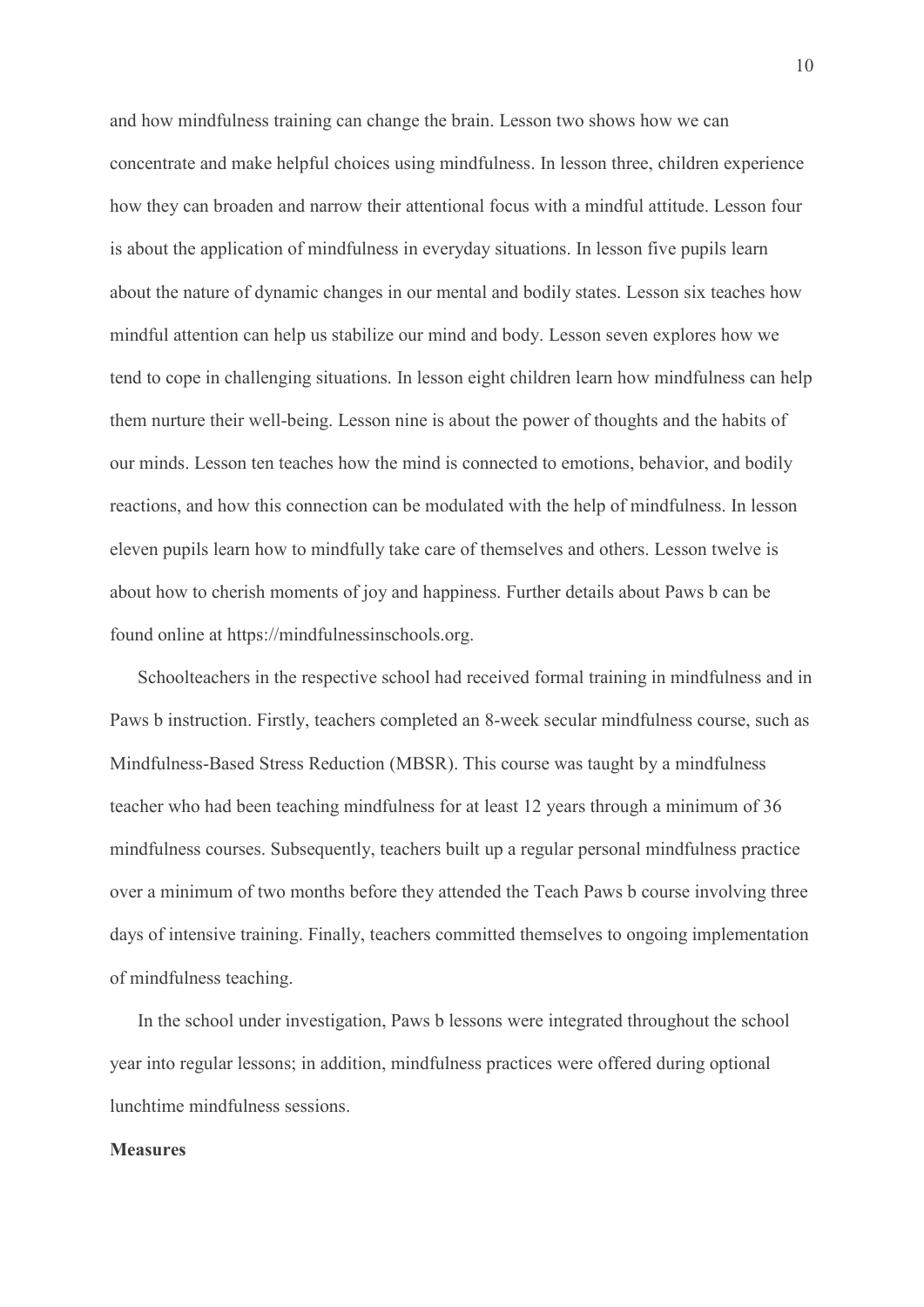and how mindfulness training can change the brain. Lesson two shows how we can concentrate and make helpful choices using mindfulness. In lesson three, children experience how they can broaden and narrow their attentional focus with a mindful attitude. Lesson four is about the application of mindfulness in everyday situations. In lesson five pupils learn about the nature of dynamic changes in our mental and bodily states. Lesson six teaches how mindful attention can help us stabilize our mind and body. Lesson seven explores how we tend to cope in challenging situations. In lesson eight children learn how mindfulness can help them nurture their well-being. Lesson nine is about the power of thoughts and the habits of our minds. Lesson ten teaches how the mind is connected to emotions, behavior, and bodily reactions, and how this connection can be modulated with the help of mindfulness. In lesson eleven pupils learn how to mindfully take care of themselves and others. Lesson twelve is about how to cherish moments of joy and happiness. Further details about Paws b can be found online at https://mindfulnessinschools.org.

Schoolteachers in the respective school had received formal training in mindfulness and in Paws b instruction. Firstly, teachers completed an 8-week secular mindfulness course, such as Mindfulness-Based Stress Reduction (MBSR). This course was taught by a mindfulness teacher who had been teaching mindfulness for at least 12 years through a minimum of 36 mindfulness courses. Subsequently, teachers built up a regular personal mindfulness practice over a minimum of two months before they attended the Teach Paws b course involving three days of intensive training. Finally, teachers committed themselves to ongoing implementation of mindfulness teaching.

In the school under investigation, Paws b lessons were integrated throughout the school year into regular lessons; in addition, mindfulness practices were offered during optional lunchtime mindfulness sessions.

**Measures**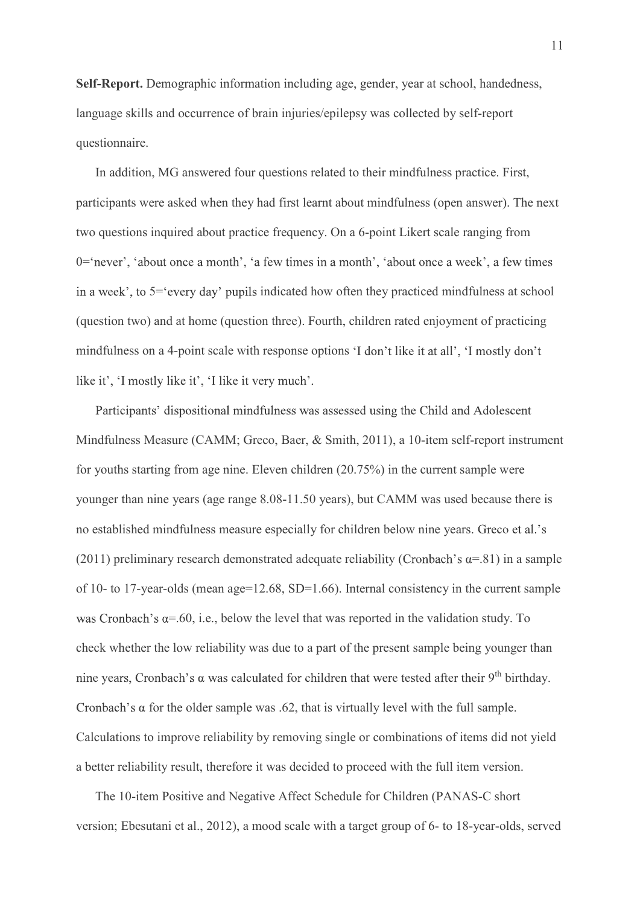**Self-Report.** Demographic information including age, gender, year at school, handedness, language skills and occurrence of brain injuries/epilepsy was collected by self-report questionnaire.

In addition, MG answered four questions related to their mindfulness practice. First, participants were asked when they had first learnt about mindfulness (open answer). The next two questions inquired about practice frequency. On a 6-point Likert scale ranging from 0='never', 'about once a month', 'a few times in a month', 'about once a week', a few times in a week', to 5='every day' pupils indicated how often they practiced mindfulness at school (question two) and at home (question three). Fourth, children rated enjoyment of practicing mindfulness on a 4-point scale with response options 'I don't like it at all', 'I mostly don't like it', 'I mostly like it', 'I like it very much'.

Participants' dispositional mindfulness was assessed using the Child and Adolescent Mindfulness Measure (CAMM; Greco, Baer, & Smith, 2011), a 10-item self-report instrument for youths starting from age nine. Eleven children (20.75%) in the current sample were younger than nine years (age range 8.08-11.50 years), but CAMM was used because there is no established mindfulness measure especially for children below nine years. Greco et al.'s (2011) preliminary research demonstrated adequate reliability (Cronbach's $\alpha$=.81) in a sample of 10- to 17-year-olds (mean age=12.68, SD=1.66). Internal consistency in the current sample was Cronbach's $\alpha$=.60, i.e., below the level that was reported in the validation study. To check whether the low reliability was due to a part of the present sample being younger than nine years, Cronbach's $\alpha$ was calculated for children that were tested after their 9th birthday. Cronbach's $\alpha$ for the older sample was .62, that is virtually level with the full sample. Calculations to improve reliability by removing single or combinations of items did not yield a better reliability result, therefore it was decided to proceed with the full item version.

The 10-item Positive and Negative Affect Schedule for Children (PANAS-C short version; Ebesutani et al., 2012), a mood scale with a target group of 6- to 18-year-olds, served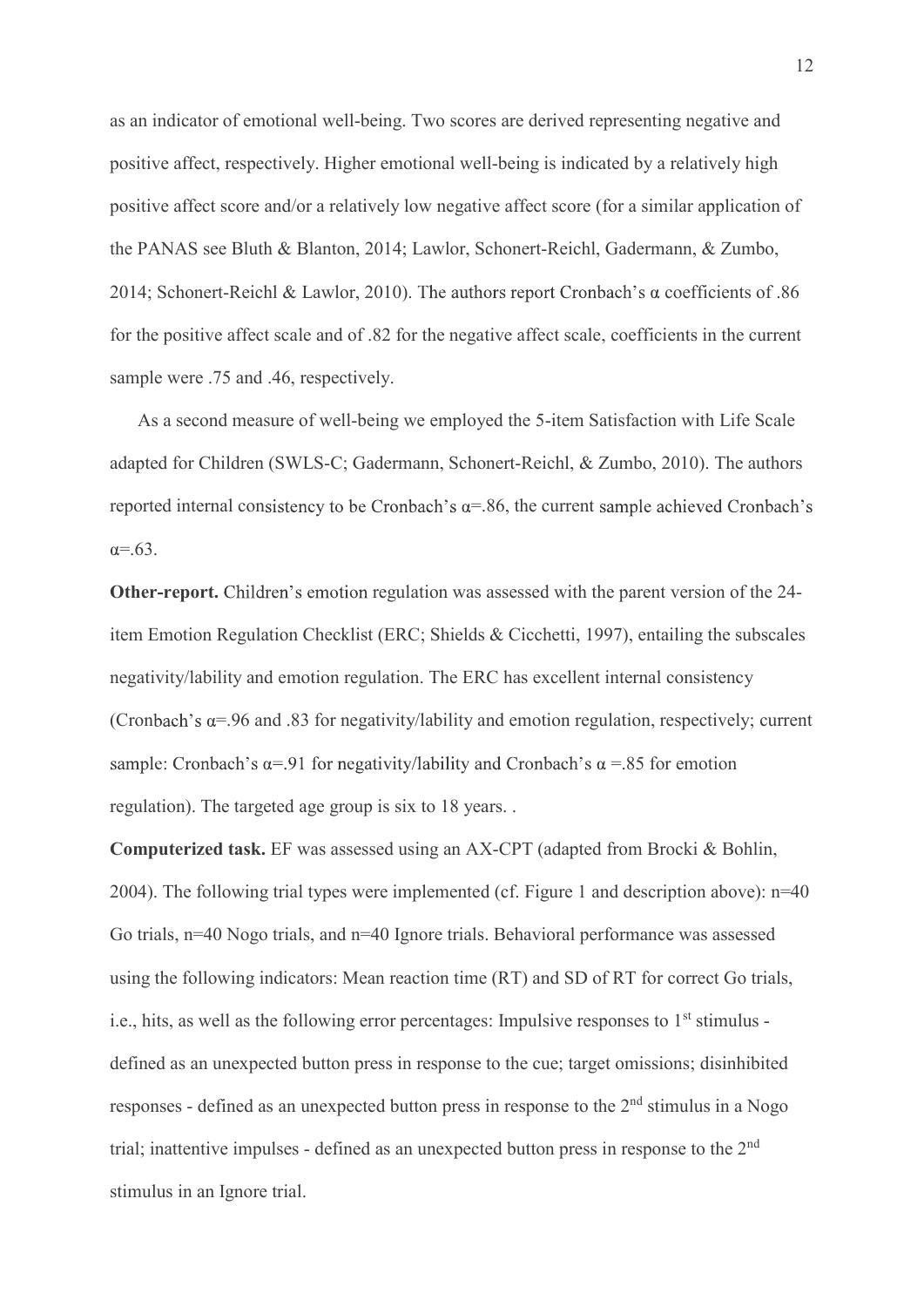as an indicator of emotional well-being. Two scores are derived representing negative and positive affect, respectively. Higher emotional well-being is indicated by a relatively high positive affect score and/or a relatively low negative affect score (for a similar application of the PANAS see Bluth & Blanton, 2014; Lawlor, Schonert-Reichl, Gadermann, & Zumbo, 2014; Schonert-Reichl & Lawlor, 2010). The authors report Cronbach's α coefficients of .86 for the positive affect scale and of .82 for the negative affect scale, coefficients in the current sample were .75 and .46, respectively.

As a second measure of well-being we employed the 5-item Satisfaction with Life Scale adapted for Children (SWLS-C; Gadermann, Schonert-Reichl, & Zumbo, 2010). The authors reported internal consistency to be Cronbach's α=.86, the current sample achieved Cronbach's α=.63.

**Other-report.** Children's emotion regulation was assessed with the parent version of the 24-item Emotion Regulation Checklist (ERC; Shields & Cicchetti, 1997), entailing the subscales negativity/lability and emotion regulation. The ERC has excellent internal consistency (Cronbach's α=.96 and .83 for negativity/lability and emotion regulation, respectively; current sample: Cronbach's α=.91 for negativity/lability and Cronbach's α =.85 for emotion regulation). The targeted age group is six to 18 years. .

**Computerized task.** EF was assessed using an AX-CPT (adapted from Brocki & Bohlin, 2004). The following trial types were implemented (cf. Figure 1 and description above): n=40 Go trials, n=40 Nogo trials, and n=40 Ignore trials. Behavioral performance was assessed using the following indicators: Mean reaction time (RT) and SD of RT for correct Go trials, i.e., hits, as well as the following error percentages: Impulsive responses to 1st stimulus - defined as an unexpected button press in response to the cue; target omissions; disinhibited responses - defined as an unexpected button press in response to the 2nd stimulus in a Nogo trial; inattentive impulses - defined as an unexpected button press in response to the 2nd stimulus in an Ignore trial.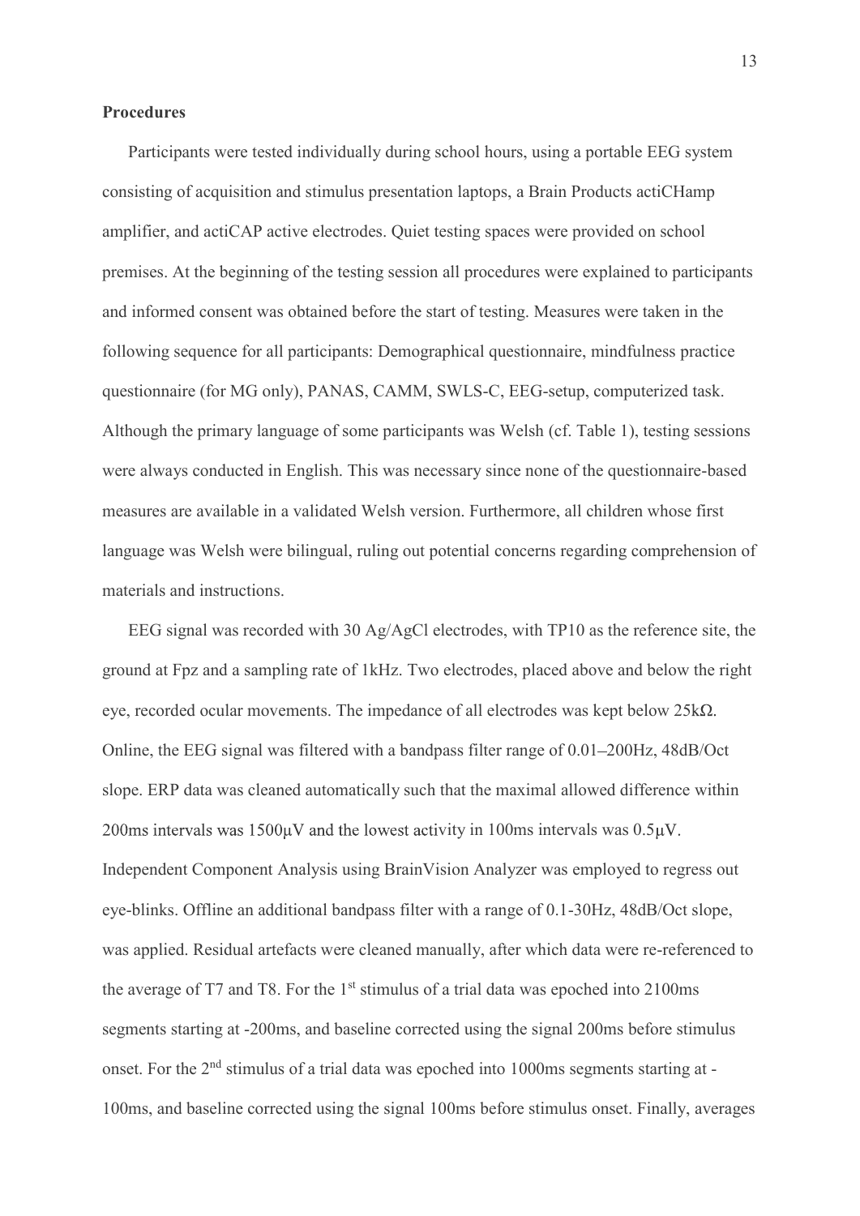## Procedures

Participants were tested individually during school hours, using a portable EEG system consisting of acquisition and stimulus presentation laptops, a Brain Products actiCHamp amplifier, and actiCAP active electrodes. Quiet testing spaces were provided on school premises. At the beginning of the testing session all procedures were explained to participants and informed consent was obtained before the start of testing. Measures were taken in the following sequence for all participants: Demographical questionnaire, mindfulness practice questionnaire (for MG only), PANAS, CAMM, SWLS-C, EEG-setup, computerized task. Although the primary language of some participants was Welsh (cf. Table 1), testing sessions were always conducted in English. This was necessary since none of the questionnaire-based measures are available in a validated Welsh version. Furthermore, all children whose first language was Welsh were bilingual, ruling out potential concerns regarding comprehension of materials and instructions.

EEG signal was recorded with 30 Ag/AgCl electrodes, with TP10 as the reference site, the ground at Fpz and a sampling rate of 1kHz. Two electrodes, placed above and below the right eye, recorded ocular movements. The impedance of all electrodes was kept below 25kΩ. Online, the EEG signal was filtered with a bandpass filter range of 0.01–200Hz, 48dB/Oct slope. ERP data was cleaned automatically such that the maximal allowed difference within 200ms intervals was 1500μV and the lowest activity in 100ms intervals was 0.5μV. Independent Component Analysis using BrainVision Analyzer was employed to regress out eye-blinks. Offline an additional bandpass filter with a range of 0.1-30Hz, 48dB/Oct slope, was applied. Residual artefacts were cleaned manually, after which data were re-referenced to the average of T7 and T8. For the 1st stimulus of a trial data was epoched into 2100ms segments starting at -200ms, and baseline corrected using the signal 200ms before stimulus onset. For the 2nd stimulus of a trial data was epoched into 1000ms segments starting at -100ms, and baseline corrected using the signal 100ms before stimulus onset. Finally, averages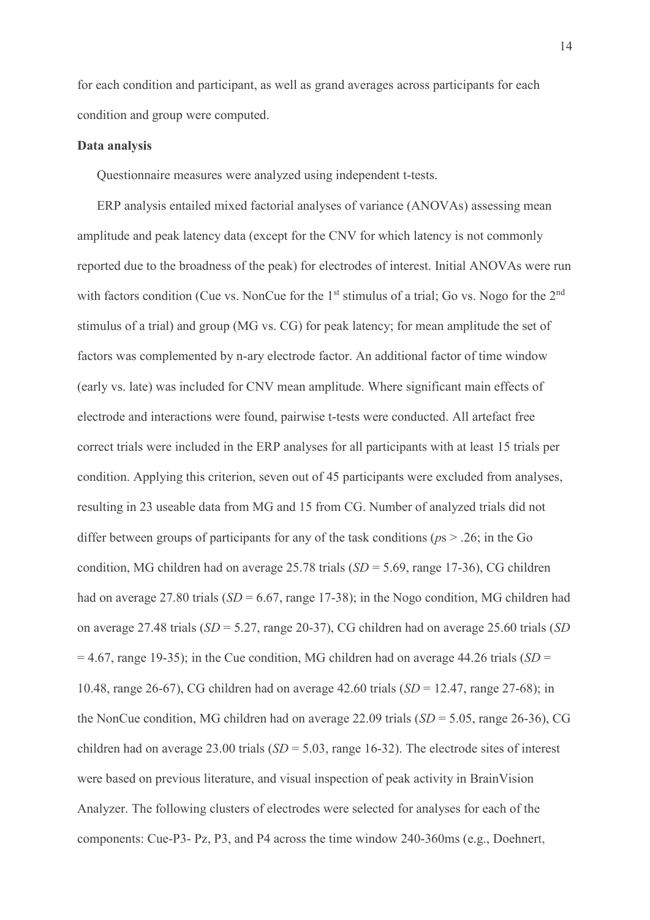for each condition and participant, as well as grand averages across participants for each condition and group were computed.

**Data analysis**

Questionnaire measures were analyzed using independent t-tests.

ERP analysis entailed mixed factorial analyses of variance (ANOVAs) assessing mean amplitude and peak latency data (except for the CNV for which latency is not commonly reported due to the broadness of the peak) for electrodes of interest. Initial ANOVAs were run with factors condition (Cue vs. NonCue for the 1st stimulus of a trial; Go vs. Nogo for the 2nd stimulus of a trial) and group (MG vs. CG) for peak latency; for mean amplitude the set of factors was complemented by n-ary electrode factor. An additional factor of time window (early vs. late) was included for CNV mean amplitude. Where significant main effects of electrode and interactions were found, pairwise t-tests were conducted. All artefact free correct trials were included in the ERP analyses for all participants with at least 15 trials per condition. Applying this criterion, seven out of 45 participants were excluded from analyses, resulting in 23 useable data from MG and 15 from CG. Number of analyzed trials did not differ between groups of participants for any of the task conditions (*p*s > .26; in the Go condition, MG children had on average 25.78 trials (*SD* = 5.69, range 17-36), CG children had on average 27.80 trials (*SD* = 6.67, range 17-38); in the Nogo condition, MG children had on average 27.48 trials (*SD* = 5.27, range 20-37), CG children had on average 25.60 trials (*SD* = 4.67, range 19-35); in the Cue condition, MG children had on average 44.26 trials (*SD* = 10.48, range 26-67), CG children had on average 42.60 trials (*SD* = 12.47, range 27-68); in the NonCue condition, MG children had on average 22.09 trials (*SD* = 5.05, range 26-36), CG children had on average 23.00 trials (*SD* = 5.03, range 16-32). The electrode sites of interest were based on previous literature, and visual inspection of peak activity in BrainVision Analyzer. The following clusters of electrodes were selected for analyses for each of the components: Cue-P3- Pz, P3, and P4 across the time window 240-360ms (e.g., Doehnert,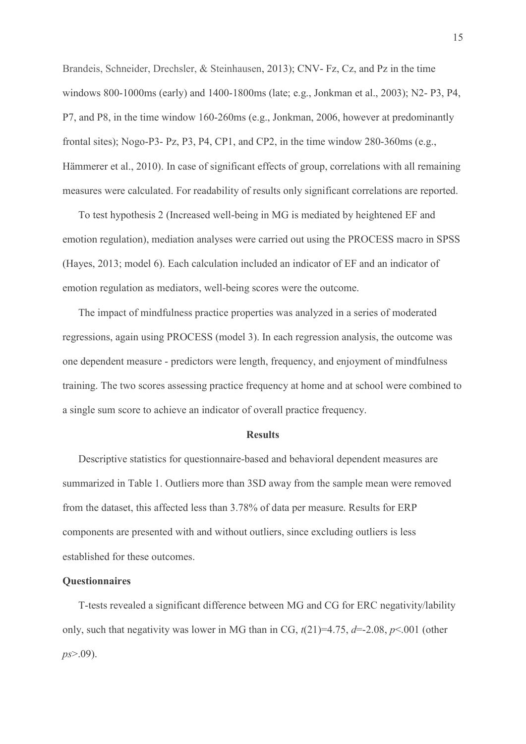Brandeis, Schneider, Drechsler, & Steinhausen, 2013); CNV- Fz, Cz, and Pz in the time windows 800-1000ms (early) and 1400-1800ms (late; e.g., Jonkman et al., 2003); N2- P3, P4, P7, and P8, in the time window 160-260ms (e.g., Jonkman, 2006, however at predominantly frontal sites); Nogo-P3- Pz, P3, P4, CP1, and CP2, in the time window 280-360ms (e.g., Hämmerer et al., 2010). In case of significant effects of group, correlations with all remaining measures were calculated. For readability of results only significant correlations are reported.

To test hypothesis 2 (Increased well-being in MG is mediated by heightened EF and emotion regulation), mediation analyses were carried out using the PROCESS macro in SPSS (Hayes, 2013; model 6). Each calculation included an indicator of EF and an indicator of emotion regulation as mediators, well-being scores were the outcome.

The impact of mindfulness practice properties was analyzed in a series of moderated regressions, again using PROCESS (model 3). In each regression analysis, the outcome was one dependent measure - predictors were length, frequency, and enjoyment of mindfulness training. The two scores assessing practice frequency at home and at school were combined to a single sum score to achieve an indicator of overall practice frequency.

## Results

Descriptive statistics for questionnaire-based and behavioral dependent measures are summarized in Table 1. Outliers more than 3SD away from the sample mean were removed from the dataset, this affected less than 3.78% of data per measure. Results for ERP components are presented with and without outliers, since excluding outliers is less established for these outcomes.

### Questionnaires

T-tests revealed a significant difference between MG and CG for ERC negativity/lability only, such that negativity was lower in MG than in CG, $t(21)=4.75$, $d=-2.08$, $p<.001$ (other $ps>.09$).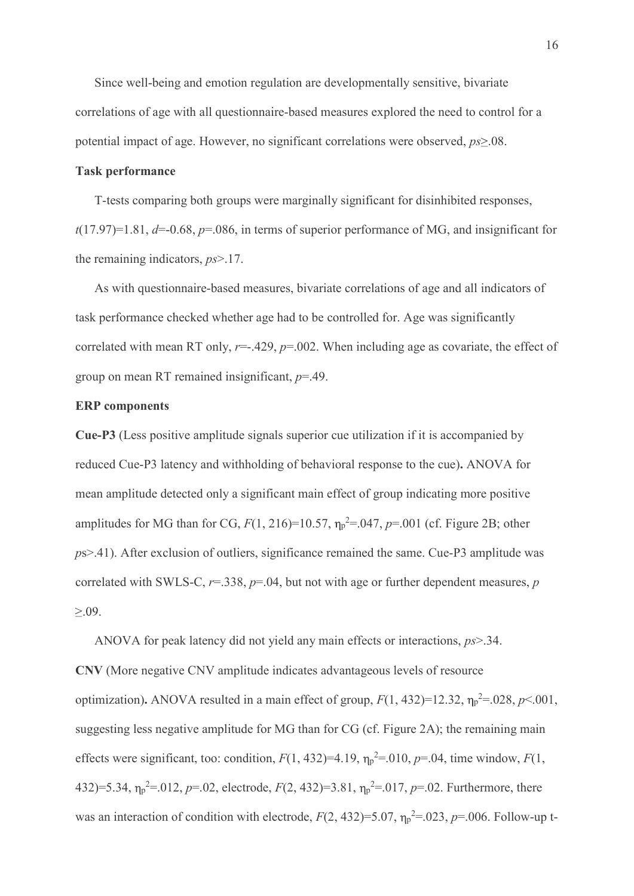Since well-being and emotion regulation are developmentally sensitive, bivariate correlations of age with all questionnaire-based measures explored the need to control for a potential impact of age. However, no significant correlations were observed, $ps \geq .08$.

**Task performance**

T-tests comparing both groups were marginally significant for disinhibited responses, $t(17.97)=1.81$, $d=-0.68$, $p=.086$, in terms of superior performance of MG, and insignificant for the remaining indicators, $ps>.17$.

As with questionnaire-based measures, bivariate correlations of age and all indicators of task performance checked whether age had to be controlled for. Age was significantly correlated with mean RT only, $r=-.429$, $p=.002$. When including age as covariate, the effect of group on mean RT remained insignificant, $p=.49$.

**ERP components**

**Cue-P3** (Less positive amplitude signals superior cue utilization if it is accompanied by reduced Cue-P3 latency and withholding of behavioral response to the cue)**.** ANOVA for mean amplitude detected only a significant main effect of group indicating more positive amplitudes for MG than for CG, $F(1, 216)=10.57$, $\eta_p^2=.047$, $p=.001$ (cf. Figure 2B; other $ps>.41$). After exclusion of outliers, significance remained the same. Cue-P3 amplitude was correlated with SWLS-C, $r=.338$, $p=.04$, but not with age or further dependent measures, $p \geq .09$.

ANOVA for peak latency did not yield any main effects or interactions, $ps>.34$.

**CNV** (More negative CNV amplitude indicates advantageous levels of resource optimization)**.** ANOVA resulted in a main effect of group, $F(1, 432)=12.32$, $\eta_p^2=.028$, $p<.001$, suggesting less negative amplitude for MG than for CG (cf. Figure 2A); the remaining main effects were significant, too: condition, $F(1, 432)=4.19$, $\eta_p^2=.010$, $p=.04$, time window, $F(1, 432)=5.34$, $\eta_p^2=.012$, $p=.02$, electrode, $F(2, 432)=3.81$, $\eta_p^2=.017$, $p=.02$. Furthermore, there was an interaction of condition with electrode, $F(2, 432)=5.07$, $\eta_p^2=.023$, $p=.006$. Follow-up t-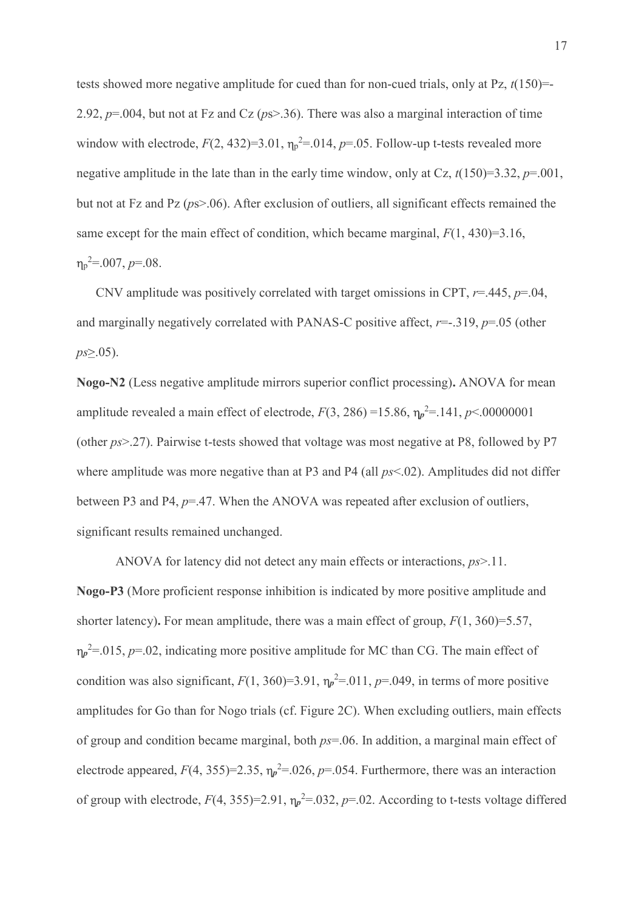tests showed more negative amplitude for cued than for non-cued trials, only at Pz, $t(150)=-2.92$, $p=.004$, but not at Fz and Cz ($ps>.36$). There was also a marginal interaction of time window with electrode, $F(2, 432)=3.01$, $\eta_p^2=.014$, $p=.05$. Follow-up t-tests revealed more negative amplitude in the late than in the early time window, only at Cz, $t(150)=3.32$, $p=.001$, but not at Fz and Pz ($ps>.06$). After exclusion of outliers, all significant effects remained the same except for the main effect of condition, which became marginal, $F(1, 430)=3.16$, $\eta_p^2=.007$, $p=.08$.

CNV amplitude was positively correlated with target omissions in CPT, $r=.445$, $p=.04$, and marginally negatively correlated with PANAS-C positive affect, $r=-.319$, $p=.05$ (other $ps \geq .05$).

**Nogo-N2** (Less negative amplitude mirrors superior conflict processing)**.** ANOVA for mean amplitude revealed a main effect of electrode, $F(3, 286)=15.86$, $\eta_p^2=.141$, $p<.00000001$ (other $ps>.27$). Pairwise t-tests showed that voltage was most negative at P8, followed by P7 where amplitude was more negative than at P3 and P4 (all $ps<.02$). Amplitudes did not differ between P3 and P4, $p=.47$. When the ANOVA was repeated after exclusion of outliers, significant results remained unchanged.

ANOVA for latency did not detect any main effects or interactions, $ps>.11$.

**Nogo-P3** (More proficient response inhibition is indicated by more positive amplitude and shorter latency)**.** For mean amplitude, there was a main effect of group, $F(1, 360)=5.57$, $\eta_p^2=.015$, $p=.02$, indicating more positive amplitude for MC than CG. The main effect of condition was also significant, $F(1, 360)=3.91$, $\eta_p^2=.011$, $p=.049$, in terms of more positive amplitudes for Go than for Nogo trials (cf. Figure 2C). When excluding outliers, main effects of group and condition became marginal, both $ps=.06$. In addition, a marginal main effect of electrode appeared, $F(4, 355)=2.35$, $\eta_p^2=.026$, $p=.054$. Furthermore, there was an interaction of group with electrode, $F(4, 355)=2.91$, $\eta_p^2=.032$, $p=.02$. According to t-tests voltage differed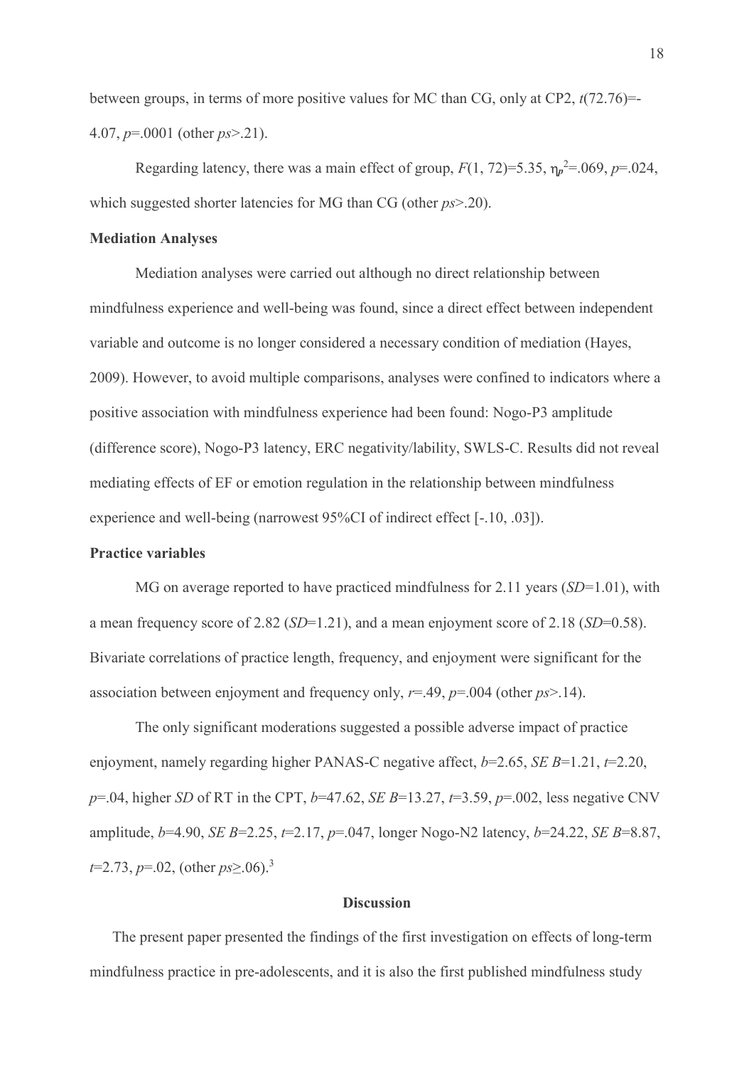between groups, in terms of more positive values for MC than CG, only at CP2, $t(72.76)=-4.07$, $p=.0001$ (other $ps>.21$).

Regarding latency, there was a main effect of group, $F(1, 72)=5.35$, $\eta_p^2=.069$, $p=.024$, which suggested shorter latencies for MG than CG (other $ps>.20$).

**Mediation Analyses**

Mediation analyses were carried out although no direct relationship between mindfulness experience and well-being was found, since a direct effect between independent variable and outcome is no longer considered a necessary condition of mediation (Hayes, 2009). However, to avoid multiple comparisons, analyses were confined to indicators where a positive association with mindfulness experience had been found: Nogo-P3 amplitude (difference score), Nogo-P3 latency, ERC negativity/lability, SWLS-C. Results did not reveal mediating effects of EF or emotion regulation in the relationship between mindfulness experience and well-being (narrowest 95%CI of indirect effect [-.10, .03]).

**Practice variables**

MG on average reported to have practiced mindfulness for 2.11 years ($SD=1.01$), with a mean frequency score of 2.82 ($SD=1.21$), and a mean enjoyment score of 2.18 ($SD=0.58$). Bivariate correlations of practice length, frequency, and enjoyment were significant for the association between enjoyment and frequency only, $r=.49$, $p=.004$ (other $ps>.14$).

The only significant moderations suggested a possible adverse impact of practice enjoyment, namely regarding higher PANAS-C negative affect, $b=2.65$, $SE\ B=1.21$, $t=2.20$, $p=.04$, higher $SD$ of RT in the CPT, $b=47.62$, $SE\ B=13.27$, $t=3.59$, $p=.002$, less negative CNV amplitude, $b=4.90$, $SE\ B=2.25$, $t=2.17$, $p=.047$, longer Nogo-N2 latency, $b=24.22$, $SE\ B=8.87$, $t=2.73$, $p=.02$, (other $ps\geq.06$).[3]

**Discussion**

The present paper presented the findings of the first investigation on effects of long-term mindfulness practice in pre-adolescents, and it is also the first published mindfulness study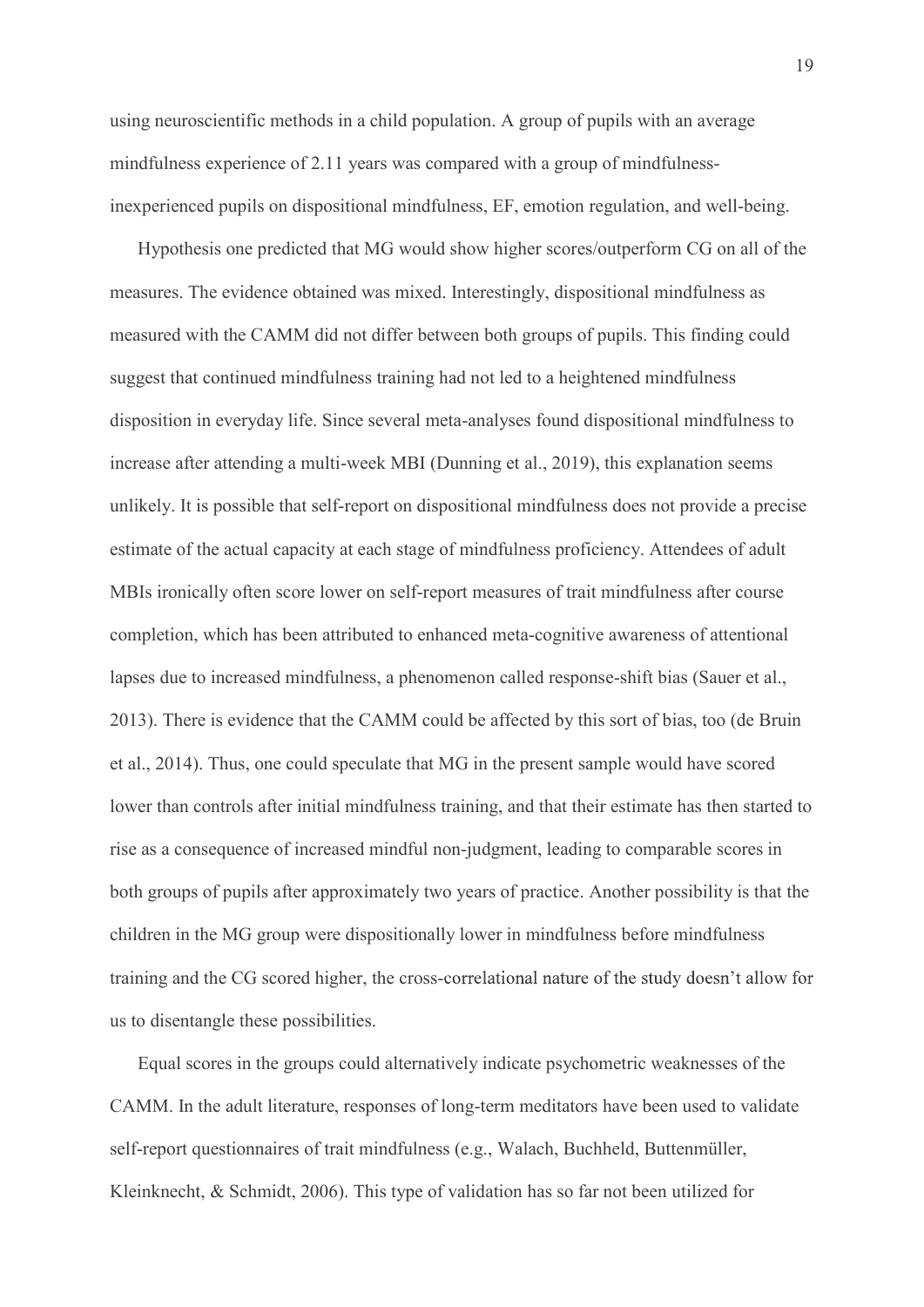using neuroscientific methods in a child population. A group of pupils with an average mindfulness experience of 2.11 years was compared with a group of mindfulness-inexperienced pupils on dispositional mindfulness, EF, emotion regulation, and well-being.

Hypothesis one predicted that MG would show higher scores/outperform CG on all of the measures. The evidence obtained was mixed. Interestingly, dispositional mindfulness as measured with the CAMM did not differ between both groups of pupils. This finding could suggest that continued mindfulness training had not led to a heightened mindfulness disposition in everyday life. Since several meta-analyses found dispositional mindfulness to increase after attending a multi-week MBI (Dunning et al., 2019), this explanation seems unlikely. It is possible that self-report on dispositional mindfulness does not provide a precise estimate of the actual capacity at each stage of mindfulness proficiency. Attendees of adult MBIs ironically often score lower on self-report measures of trait mindfulness after course completion, which has been attributed to enhanced meta-cognitive awareness of attentional lapses due to increased mindfulness, a phenomenon called response-shift bias (Sauer et al., 2013). There is evidence that the CAMM could be affected by this sort of bias, too (de Bruin et al., 2014). Thus, one could speculate that MG in the present sample would have scored lower than controls after initial mindfulness training, and that their estimate has then started to rise as a consequence of increased mindful non-judgment, leading to comparable scores in both groups of pupils after approximately two years of practice. Another possibility is that the children in the MG group were dispositionally lower in mindfulness before mindfulness training and the CG scored higher, the cross-correlational nature of the study doesn't allow for us to disentangle these possibilities.

Equal scores in the groups could alternatively indicate psychometric weaknesses of the CAMM. In the adult literature, responses of long-term meditators have been used to validate self-report questionnaires of trait mindfulness (e.g., Walach, Buchheld, Buttenmüller, Kleinknecht, & Schmidt, 2006). This type of validation has so far not been utilized for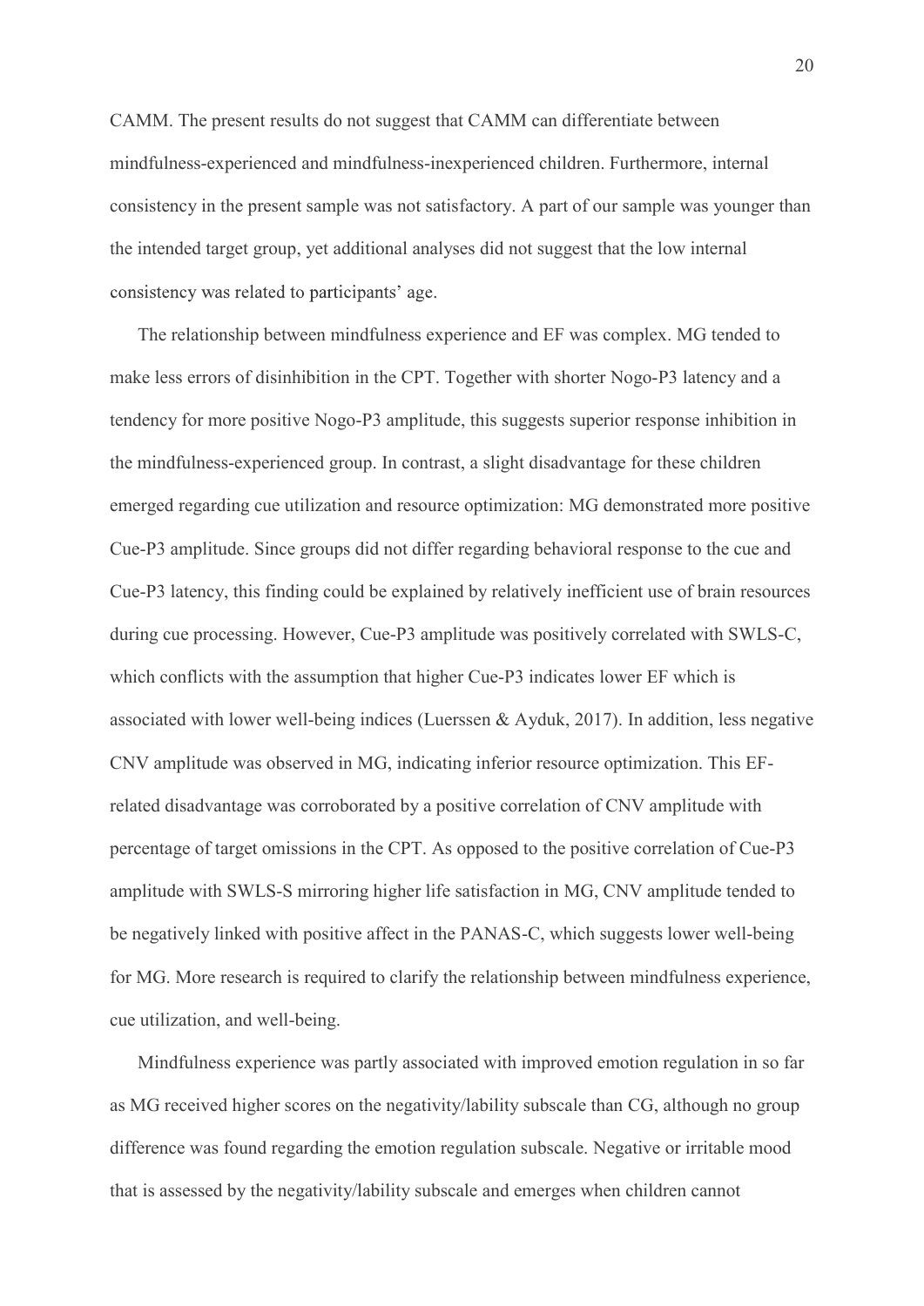CAMM. The present results do not suggest that CAMM can differentiate between mindfulness-experienced and mindfulness-inexperienced children. Furthermore, internal consistency in the present sample was not satisfactory. A part of our sample was younger than the intended target group, yet additional analyses did not suggest that the low internal consistency was related to participants' age.

The relationship between mindfulness experience and EF was complex. MG tended to make less errors of disinhibition in the CPT. Together with shorter Nogo-P3 latency and a tendency for more positive Nogo-P3 amplitude, this suggests superior response inhibition in the mindfulness-experienced group. In contrast, a slight disadvantage for these children emerged regarding cue utilization and resource optimization: MG demonstrated more positive Cue-P3 amplitude. Since groups did not differ regarding behavioral response to the cue and Cue-P3 latency, this finding could be explained by relatively inefficient use of brain resources during cue processing. However, Cue-P3 amplitude was positively correlated with SWLS-C, which conflicts with the assumption that higher Cue-P3 indicates lower EF which is associated with lower well-being indices (Luerssen & Ayduk, 2017). In addition, less negative CNV amplitude was observed in MG, indicating inferior resource optimization. This EF-related disadvantage was corroborated by a positive correlation of CNV amplitude with percentage of target omissions in the CPT. As opposed to the positive correlation of Cue-P3 amplitude with SWLS-S mirroring higher life satisfaction in MG, CNV amplitude tended to be negatively linked with positive affect in the PANAS-C, which suggests lower well-being for MG. More research is required to clarify the relationship between mindfulness experience, cue utilization, and well-being.

Mindfulness experience was partly associated with improved emotion regulation in so far as MG received higher scores on the negativity/lability subscale than CG, although no group difference was found regarding the emotion regulation subscale. Negative or irritable mood that is assessed by the negativity/lability subscale and emerges when children cannot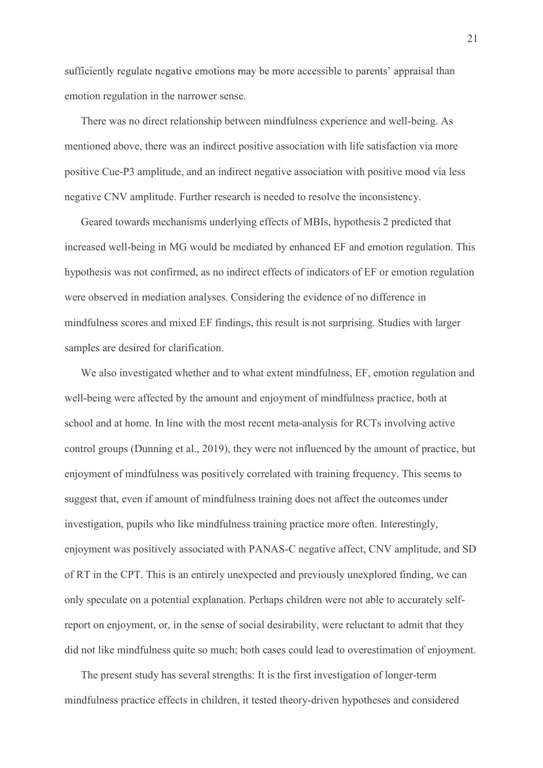sufficiently regulate negative emotions may be more accessible to parents' appraisal than emotion regulation in the narrower sense.

There was no direct relationship between mindfulness experience and well-being. As mentioned above, there was an indirect positive association with life satisfaction via more positive Cue-P3 amplitude, and an indirect negative association with positive mood via less negative CNV amplitude. Further research is needed to resolve the inconsistency.

Geared towards mechanisms underlying effects of MBIs, hypothesis 2 predicted that increased well-being in MG would be mediated by enhanced EF and emotion regulation. This hypothesis was not confirmed, as no indirect effects of indicators of EF or emotion regulation were observed in mediation analyses. Considering the evidence of no difference in mindfulness scores and mixed EF findings, this result is not surprising. Studies with larger samples are desired for clarification.

We also investigated whether and to what extent mindfulness, EF, emotion regulation and well-being were affected by the amount and enjoyment of mindfulness practice, both at school and at home. In line with the most recent meta-analysis for RCTs involving active control groups (Dunning et al., 2019), they were not influenced by the amount of practice, but enjoyment of mindfulness was positively correlated with training frequency. This seems to suggest that, even if amount of mindfulness training does not affect the outcomes under investigation, pupils who like mindfulness training practice more often. Interestingly, enjoyment was positively associated with PANAS-C negative affect, CNV amplitude, and SD of RT in the CPT. This is an entirely unexpected and previously unexplored finding, we can only speculate on a potential explanation. Perhaps children were not able to accurately self-report on enjoyment, or, in the sense of social desirability, were reluctant to admit that they did not like mindfulness quite so much; both cases could lead to overestimation of enjoyment.

The present study has several strengths: It is the first investigation of longer-term mindfulness practice effects in children, it tested theory-driven hypotheses and considered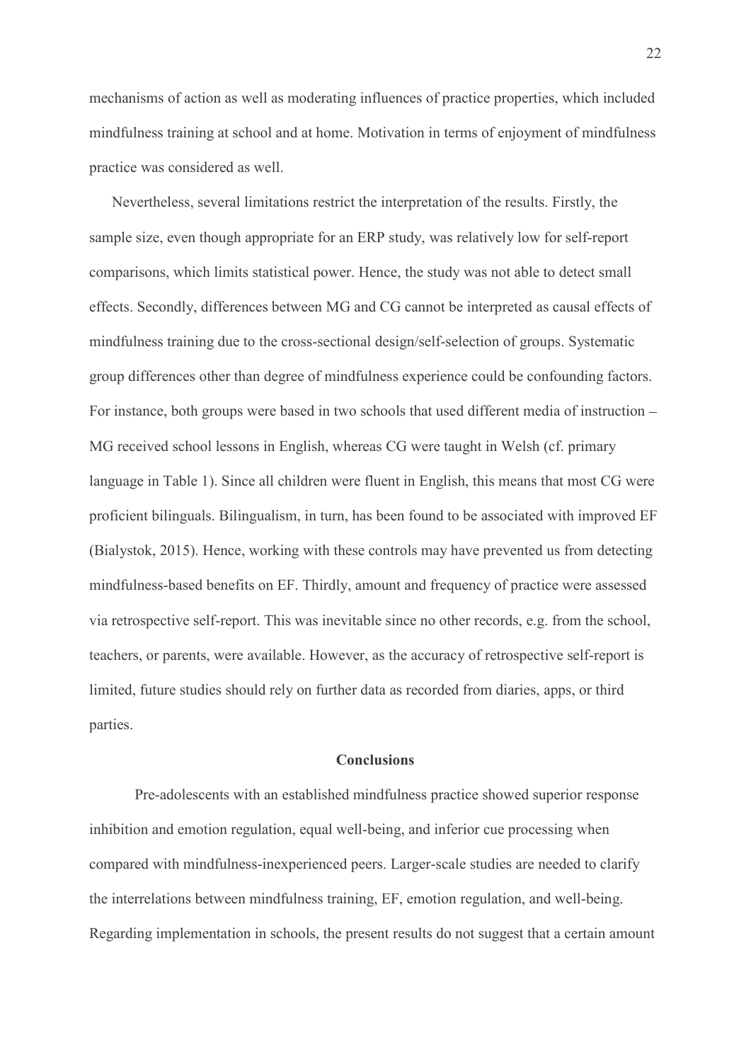mechanisms of action as well as moderating influences of practice properties, which included mindfulness training at school and at home. Motivation in terms of enjoyment of mindfulness practice was considered as well.

Nevertheless, several limitations restrict the interpretation of the results. Firstly, the sample size, even though appropriate for an ERP study, was relatively low for self-report comparisons, which limits statistical power. Hence, the study was not able to detect small effects. Secondly, differences between MG and CG cannot be interpreted as causal effects of mindfulness training due to the cross-sectional design/self-selection of groups. Systematic group differences other than degree of mindfulness experience could be confounding factors. For instance, both groups were based in two schools that used different media of instruction – MG received school lessons in English, whereas CG were taught in Welsh (cf. primary language in Table 1). Since all children were fluent in English, this means that most CG were proficient bilinguals. Bilingualism, in turn, has been found to be associated with improved EF (Bialystok, 2015). Hence, working with these controls may have prevented us from detecting mindfulness-based benefits on EF. Thirdly, amount and frequency of practice were assessed via retrospective self-report. This was inevitable since no other records, e.g. from the school, teachers, or parents, were available. However, as the accuracy of retrospective self-report is limited, future studies should rely on further data as recorded from diaries, apps, or third parties.

## Conclusions

Pre-adolescents with an established mindfulness practice showed superior response inhibition and emotion regulation, equal well-being, and inferior cue processing when compared with mindfulness-inexperienced peers. Larger-scale studies are needed to clarify the interrelations between mindfulness training, EF, emotion regulation, and well-being. Regarding implementation in schools, the present results do not suggest that a certain amount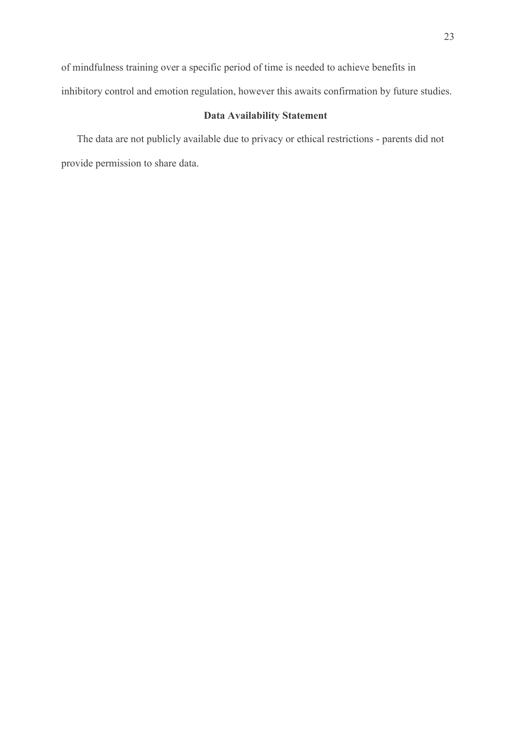of mindfulness training over a specific period of time is needed to achieve benefits in inhibitory control and emotion regulation, however this awaits confirmation by future studies.

## Data Availability Statement

The data are not publicly available due to privacy or ethical restrictions - parents did not provide permission to share data.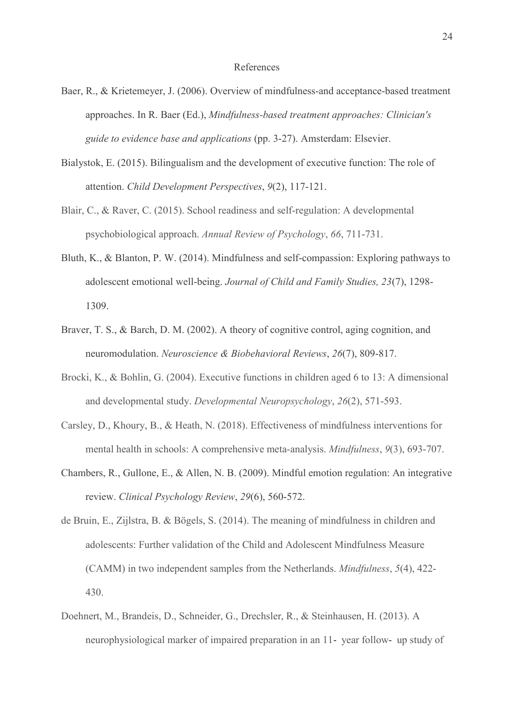# References

Baer, R., & Krietemeyer, J. (2006). Overview of mindfulness-and acceptance-based treatment approaches. In R. Baer (Ed.), *Mindfulness-based treatment approaches: Clinician's guide to evidence base and applications* (pp. 3-27). Amsterdam: Elsevier.

Bialystok, E. (2015). Bilingualism and the development of executive function: The role of attention. *Child Development Perspectives*, *9*(2), 117-121.

Blair, C., & Raver, C. (2015). School readiness and self-regulation: A developmental psychobiological approach. *Annual Review of Psychology*, *66*, 711-731.

Bluth, K., & Blanton, P. W. (2014). Mindfulness and self-compassion: Exploring pathways to adolescent emotional well-being. *Journal of Child and Family Studies, 23*(7), 1298-1309.

Braver, T. S., & Barch, D. M. (2002). A theory of cognitive control, aging cognition, and neuromodulation. *Neuroscience & Biobehavioral Reviews*, *26*(7), 809-817.

Brocki, K., & Bohlin, G. (2004). Executive functions in children aged 6 to 13: A dimensional and developmental study. *Developmental Neuropsychology*, *26*(2), 571-593.

Carsley, D., Khoury, B., & Heath, N. (2018). Effectiveness of mindfulness interventions for mental health in schools: A comprehensive meta-analysis. *Mindfulness*, *9*(3), 693-707.

Chambers, R., Gullone, E., & Allen, N. B. (2009). Mindful emotion regulation: An integrative review. *Clinical Psychology Review*, *29*(6), 560-572.

de Bruin, E., Zijlstra, B. & Bögels, S. (2014). The meaning of mindfulness in children and adolescents: Further validation of the Child and Adolescent Mindfulness Measure (CAMM) in two independent samples from the Netherlands. *Mindfulness*, *5*(4), 422-430.

Doehnert, M., Brandeis, D., Schneider, G., Drechsler, R., & Steinhausen, H. (2013). A neurophysiological marker of impaired preparation in an 11- year follow- up study of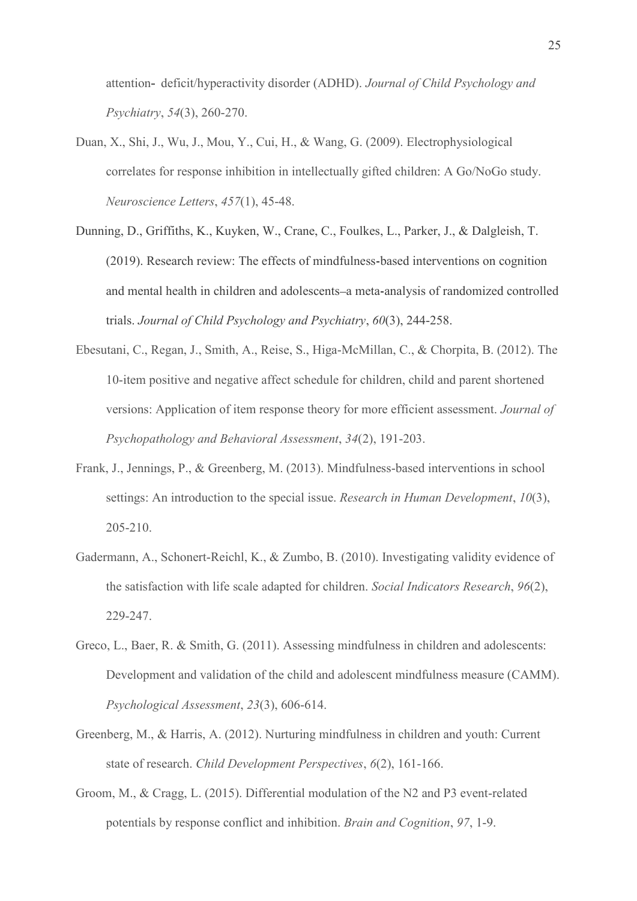attention- deficit/hyperactivity disorder (ADHD). *Journal of Child Psychology and Psychiatry*, *54*(3), 260-270.

Duan, X., Shi, J., Wu, J., Mou, Y., Cui, H., & Wang, G. (2009). Electrophysiological correlates for response inhibition in intellectually gifted children: A Go/NoGo study. *Neuroscience Letters*, *457*(1), 45-48.

Dunning, D., Griffiths, K., Kuyken, W., Crane, C., Foulkes, L., Parker, J., & Dalgleish, T. (2019). Research review: The effects of mindfulness-based interventions on cognition and mental health in children and adolescents–a meta-analysis of randomized controlled trials. *Journal of Child Psychology and Psychiatry*, *60*(3), 244-258.

Ebesutani, C., Regan, J., Smith, A., Reise, S., Higa-McMillan, C., & Chorpita, B. (2012). The 10-item positive and negative affect schedule for children, child and parent shortened versions: Application of item response theory for more efficient assessment. *Journal of Psychopathology and Behavioral Assessment*, *34*(2), 191-203.

Frank, J., Jennings, P., & Greenberg, M. (2013). Mindfulness-based interventions in school settings: An introduction to the special issue. *Research in Human Development*, *10*(3), 205-210.

Gadermann, A., Schonert-Reichl, K., & Zumbo, B. (2010). Investigating validity evidence of the satisfaction with life scale adapted for children. *Social Indicators Research*, *96*(2), 229-247.

Greco, L., Baer, R. & Smith, G. (2011). Assessing mindfulness in children and adolescents: Development and validation of the child and adolescent mindfulness measure (CAMM). *Psychological Assessment*, *23*(3), 606-614.

Greenberg, M., & Harris, A. (2012). Nurturing mindfulness in children and youth: Current state of research. *Child Development Perspectives*, *6*(2), 161-166.

Groom, M., & Cragg, L. (2015). Differential modulation of the N2 and P3 event-related potentials by response conflict and inhibition. *Brain and Cognition*, *97*, 1-9.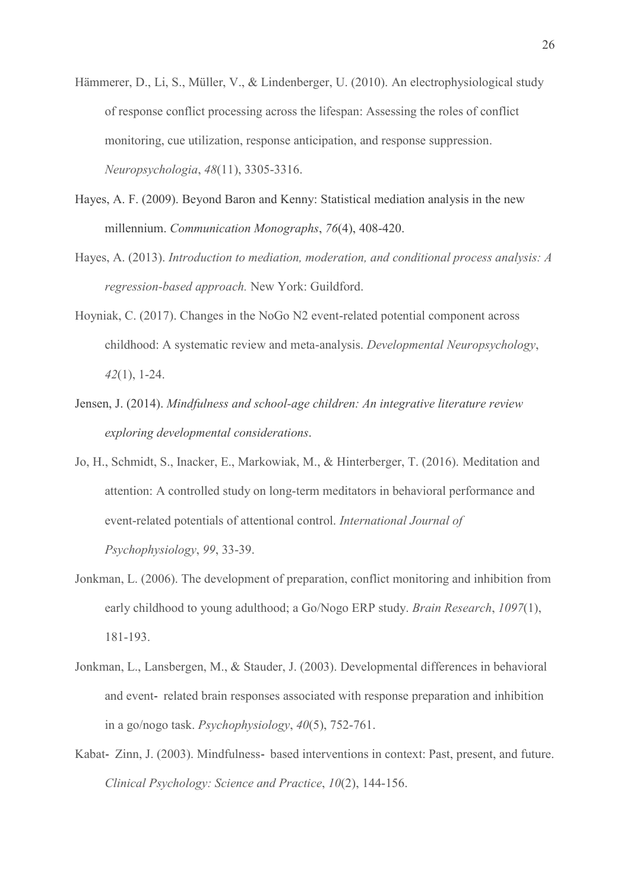Hämmerer, D., Li, S., Müller, V., & Lindenberger, U. (2010). An electrophysiological study of response conflict processing across the lifespan: Assessing the roles of conflict monitoring, cue utilization, response anticipation, and response suppression. *Neuropsychologia*, *48*(11), 3305-3316.

Hayes, A. F. (2009). Beyond Baron and Kenny: Statistical mediation analysis in the new millennium. *Communication Monographs*, *76*(4), 408-420.

Hayes, A. (2013). *Introduction to mediation, moderation, and conditional process analysis: A regression-based approach.* New York: Guildford.

Hoyniak, C. (2017). Changes in the NoGo N2 event-related potential component across childhood: A systematic review and meta-analysis. *Developmental Neuropsychology*, *42*(1), 1-24.

Jensen, J. (2014). *Mindfulness and school-age children: An integrative literature review exploring developmental considerations*.

Jo, H., Schmidt, S., Inacker, E., Markowiak, M., & Hinterberger, T. (2016). Meditation and attention: A controlled study on long-term meditators in behavioral performance and event-related potentials of attentional control. *International Journal of Psychophysiology*, *99*, 33-39.

Jonkman, L. (2006). The development of preparation, conflict monitoring and inhibition from early childhood to young adulthood; a Go/Nogo ERP study. *Brain Research*, *1097*(1), 181-193.

Jonkman, L., Lansbergen, M., & Stauder, J. (2003). Developmental differences in behavioral and event- related brain responses associated with response preparation and inhibition in a go/nogo task. *Psychophysiology*, *40*(5), 752-761.

Kabat- Zinn, J. (2003). Mindfulness- based interventions in context: Past, present, and future. *Clinical Psychology: Science and Practice*, *10*(2), 144-156.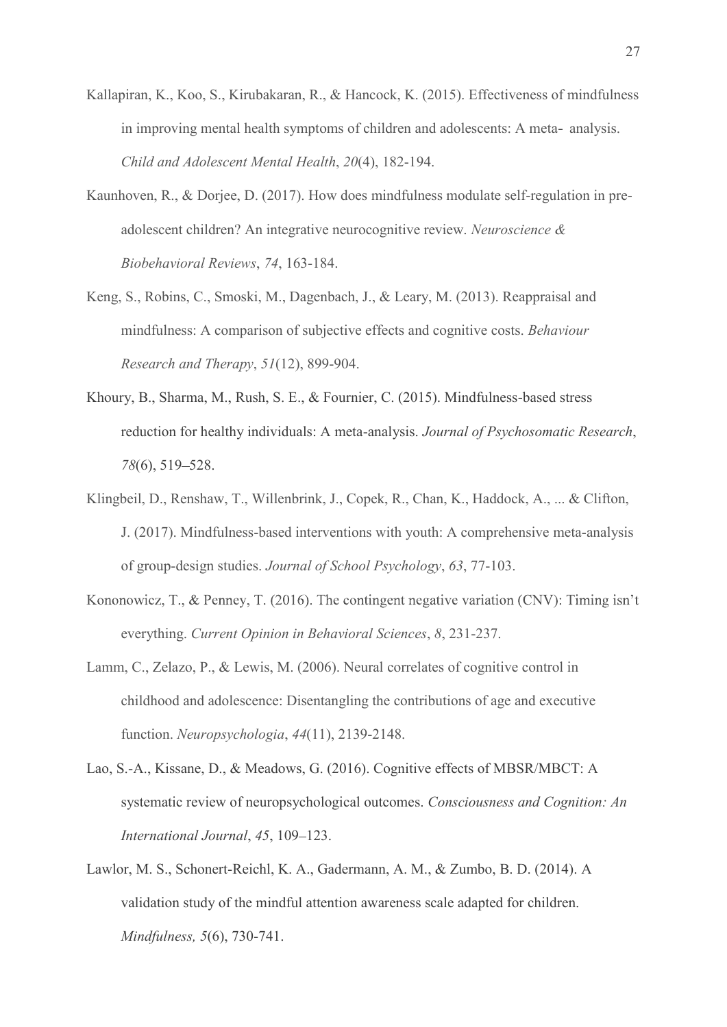Kallapiran, K., Koo, S., Kirubakaran, R., & Hancock, K. (2015). Effectiveness of mindfulness in improving mental health symptoms of children and adolescents: A meta- analysis. *Child and Adolescent Mental Health*, *20*(4), 182-194.

Kaunhoven, R., & Dorjee, D. (2017). How does mindfulness modulate self-regulation in pre-adolescent children? An integrative neurocognitive review. *Neuroscience & Biobehavioral Reviews*, *74*, 163-184.

Keng, S., Robins, C., Smoski, M., Dagenbach, J., & Leary, M. (2013). Reappraisal and mindfulness: A comparison of subjective effects and cognitive costs. *Behaviour Research and Therapy*, *51*(12), 899-904.

Khoury, B., Sharma, M., Rush, S. E., & Fournier, C. (2015). Mindfulness-based stress reduction for healthy individuals: A meta-analysis. *Journal of Psychosomatic Research*, *78*(6), 519–528.

Klingbeil, D., Renshaw, T., Willenbrink, J., Copek, R., Chan, K., Haddock, A., ... & Clifton, J. (2017). Mindfulness-based interventions with youth: A comprehensive meta-analysis of group-design studies. *Journal of School Psychology*, *63*, 77-103.

Kononowicz, T., & Penney, T. (2016). The contingent negative variation (CNV): Timing isn't everything. *Current Opinion in Behavioral Sciences*, *8*, 231-237.

Lamm, C., Zelazo, P., & Lewis, M. (2006). Neural correlates of cognitive control in childhood and adolescence: Disentangling the contributions of age and executive function. *Neuropsychologia*, *44*(11), 2139-2148.

Lao, S.-A., Kissane, D., & Meadows, G. (2016). Cognitive effects of MBSR/MBCT: A systematic review of neuropsychological outcomes. *Consciousness and Cognition: An International Journal*, *45*, 109–123.

Lawlor, M. S., Schonert-Reichl, K. A., Gadermann, A. M., & Zumbo, B. D. (2014). A validation study of the mindful attention awareness scale adapted for children. *Mindfulness, 5*(6), 730-741.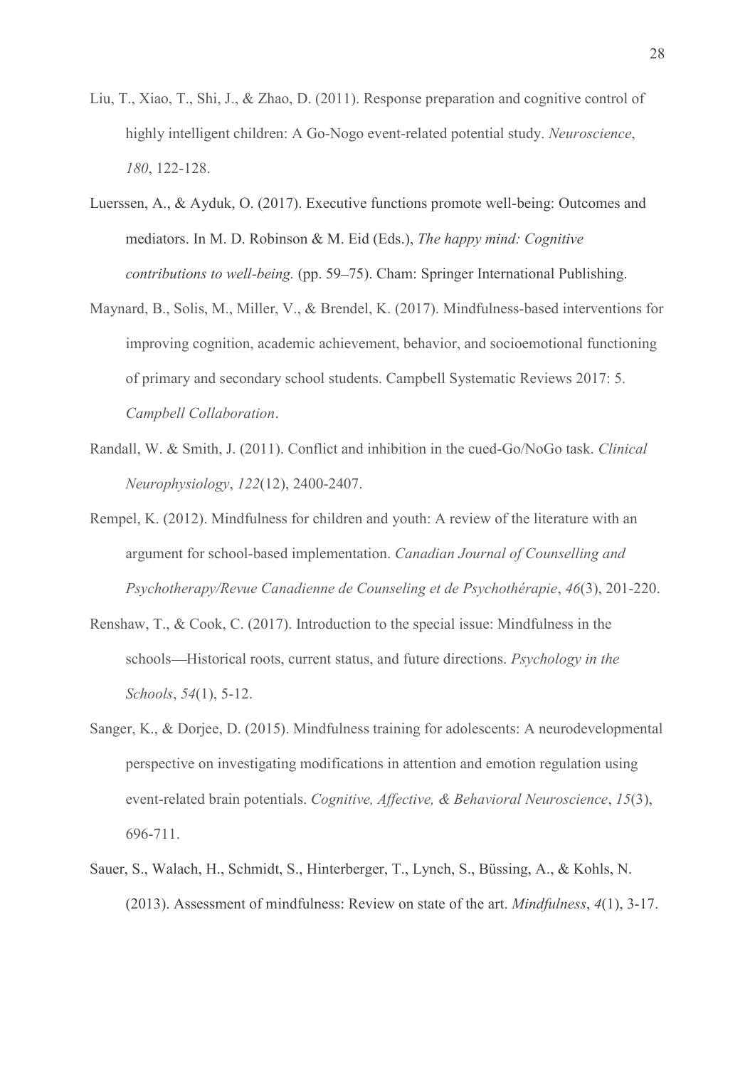Liu, T., Xiao, T., Shi, J., & Zhao, D. (2011). Response preparation and cognitive control of highly intelligent children: A Go-Nogo event-related potential study. *Neuroscience*, *180*, 122-128.

Luerssen, A., & Ayduk, O. (2017). Executive functions promote well-being: Outcomes and mediators. In M. D. Robinson & M. Eid (Eds.), *The happy mind: Cognitive contributions to well-being.* (pp. 59–75). Cham: Springer International Publishing.

Maynard, B., Solis, M., Miller, V., & Brendel, K. (2017). Mindfulness-based interventions for improving cognition, academic achievement, behavior, and socioemotional functioning of primary and secondary school students. Campbell Systematic Reviews 2017: 5. *Campbell Collaboration*.

Randall, W. & Smith, J. (2011). Conflict and inhibition in the cued-Go/NoGo task. *Clinical Neurophysiology*, *122*(12), 2400-2407.

Rempel, K. (2012). Mindfulness for children and youth: A review of the literature with an argument for school-based implementation. *Canadian Journal of Counselling and Psychotherapy/Revue Canadienne de Counseling et de Psychothérapie*, *46*(3), 201-220.

Renshaw, T., & Cook, C. (2017). Introduction to the special issue: Mindfulness in the schools—Historical roots, current status, and future directions. *Psychology in the Schools*, *54*(1), 5-12.

Sanger, K., & Dorjee, D. (2015). Mindfulness training for adolescents: A neurodevelopmental perspective on investigating modifications in attention and emotion regulation using event-related brain potentials. *Cognitive, Affective, & Behavioral Neuroscience*, *15*(3), 696-711.

Sauer, S., Walach, H., Schmidt, S., Hinterberger, T., Lynch, S., Büssing, A., & Kohls, N. (2013). Assessment of mindfulness: Review on state of the art. *Mindfulness*, *4*(1), 3-17.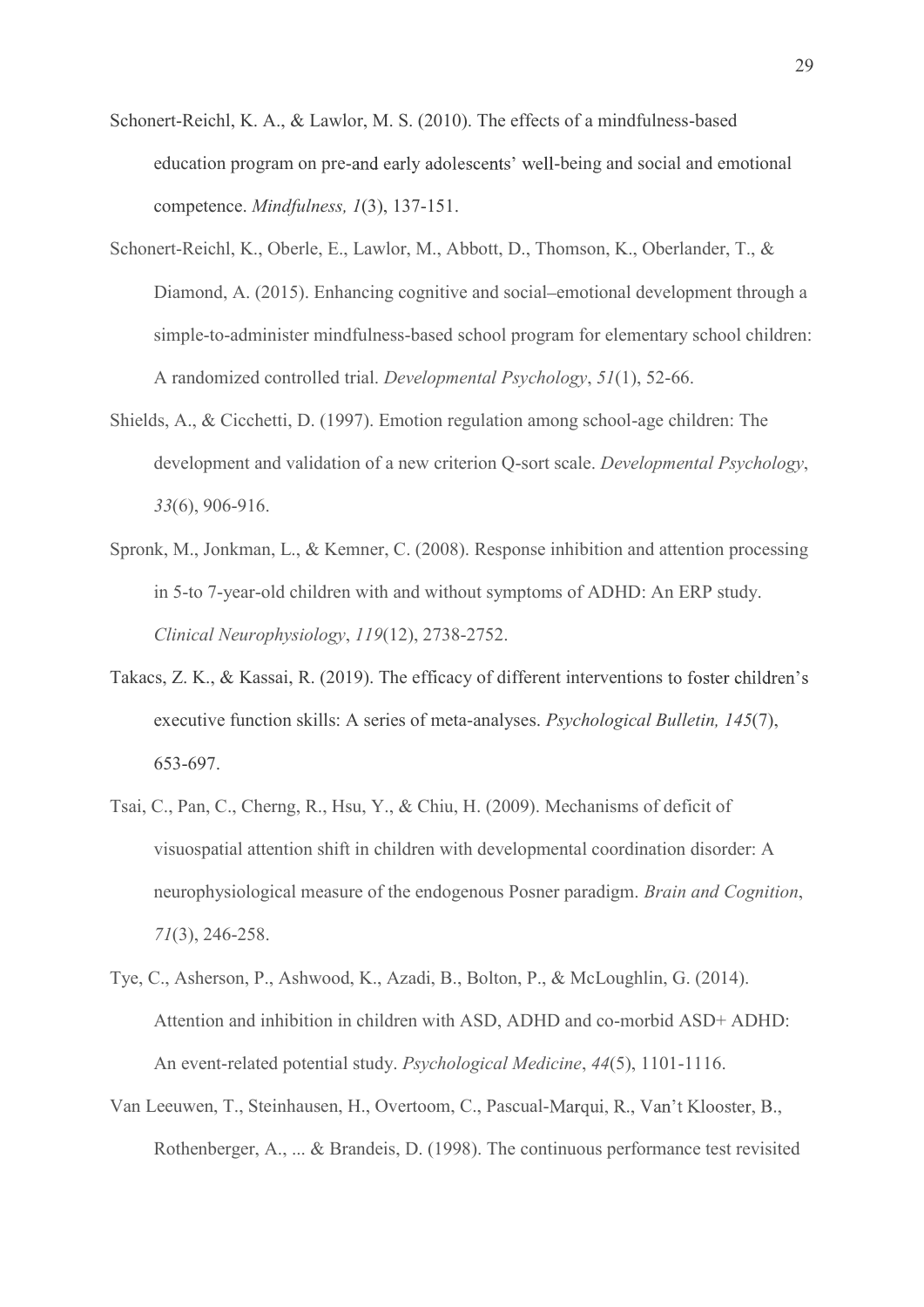Schonert-Reichl, K. A., & Lawlor, M. S. (2010). The effects of a mindfulness-based education program on pre-and early adolescents' well-being and social and emotional competence. *Mindfulness, 1*(3), 137-151.

Schonert-Reichl, K., Oberle, E., Lawlor, M., Abbott, D., Thomson, K., Oberlander, T., & Diamond, A. (2015). Enhancing cognitive and social–emotional development through a simple-to-administer mindfulness-based school program for elementary school children: A randomized controlled trial. *Developmental Psychology*, *51*(1), 52-66.

Shields, A., & Cicchetti, D. (1997). Emotion regulation among school-age children: The development and validation of a new criterion Q-sort scale. *Developmental Psychology*, *33*(6), 906-916.

Spronk, M., Jonkman, L., & Kemner, C. (2008). Response inhibition and attention processing in 5-to 7-year-old children with and without symptoms of ADHD: An ERP study. *Clinical Neurophysiology*, *119*(12), 2738-2752.

Takacs, Z. K., & Kassai, R. (2019). The efficacy of different interventions to foster children's executive function skills: A series of meta-analyses. *Psychological Bulletin, 145*(7), 653-697.

Tsai, C., Pan, C., Cherng, R., Hsu, Y., & Chiu, H. (2009). Mechanisms of deficit of visuospatial attention shift in children with developmental coordination disorder: A neurophysiological measure of the endogenous Posner paradigm. *Brain and Cognition*, *71*(3), 246-258.

Tye, C., Asherson, P., Ashwood, K., Azadi, B., Bolton, P., & McLoughlin, G. (2014). Attention and inhibition in children with ASD, ADHD and co-morbid ASD+ ADHD: An event-related potential study. *Psychological Medicine*, *44*(5), 1101-1116.

Van Leeuwen, T., Steinhausen, H., Overtoom, C., Pascual-Marqui, R., Van't Klooster, B., Rothenberger, A., ... & Brandeis, D. (1998). The continuous performance test revisited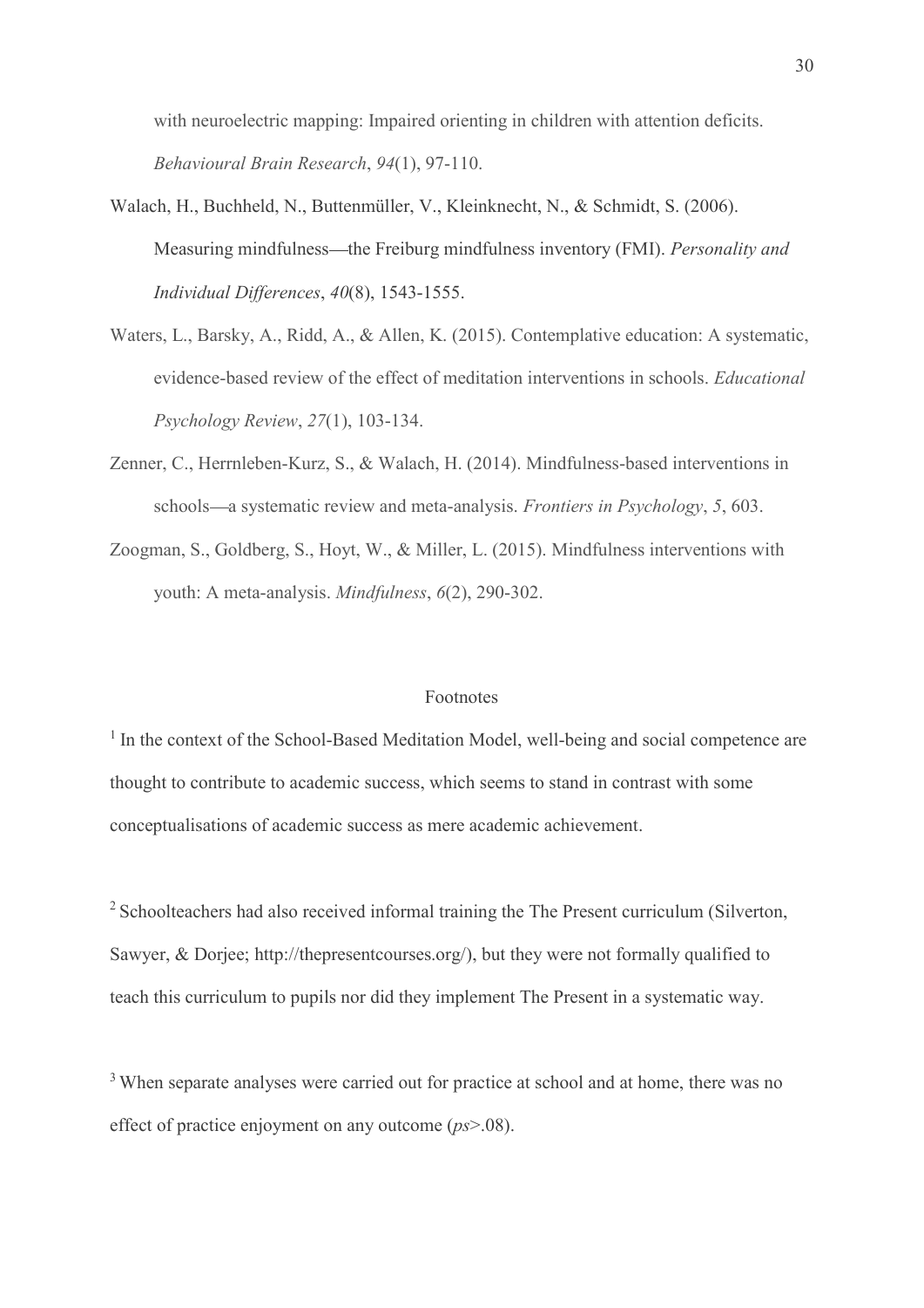with neuroelectric mapping: Impaired orienting in children with attention deficits. *Behavioural Brain Research*, *94*(1), 97-110.

Walach, H., Buchheld, N., Buttenmüller, V., Kleinknecht, N., & Schmidt, S. (2006). Measuring mindfulness—the Freiburg mindfulness inventory (FMI). *Personality and Individual Differences*, *40*(8), 1543-1555.

Waters, L., Barsky, A., Ridd, A., & Allen, K. (2015). Contemplative education: A systematic, evidence-based review of the effect of meditation interventions in schools. *Educational Psychology Review*, *27*(1), 103-134.

Zenner, C., Herrnleben-Kurz, S., & Walach, H. (2014). Mindfulness-based interventions in schools—a systematic review and meta-analysis. *Frontiers in Psychology*, *5*, 603.

Zoogman, S., Goldberg, S., Hoyt, W., & Miller, L. (2015). Mindfulness interventions with youth: A meta-analysis. *Mindfulness*, *6*(2), 290-302.

## Footnotes

[1] In the context of the School-Based Meditation Model, well-being and social competence are thought to contribute to academic success, which seems to stand in contrast with some conceptualisations of academic success as mere academic achievement.

[2] Schoolteachers had also received informal training the The Present curriculum (Silverton, Sawyer, & Dorjee; http://thepresentcourses.org/), but they were not formally qualified to teach this curriculum to pupils nor did they implement The Present in a systematic way.

[3] When separate analyses were carried out for practice at school and at home, there was no effect of practice enjoyment on any outcome (*ps*>.08).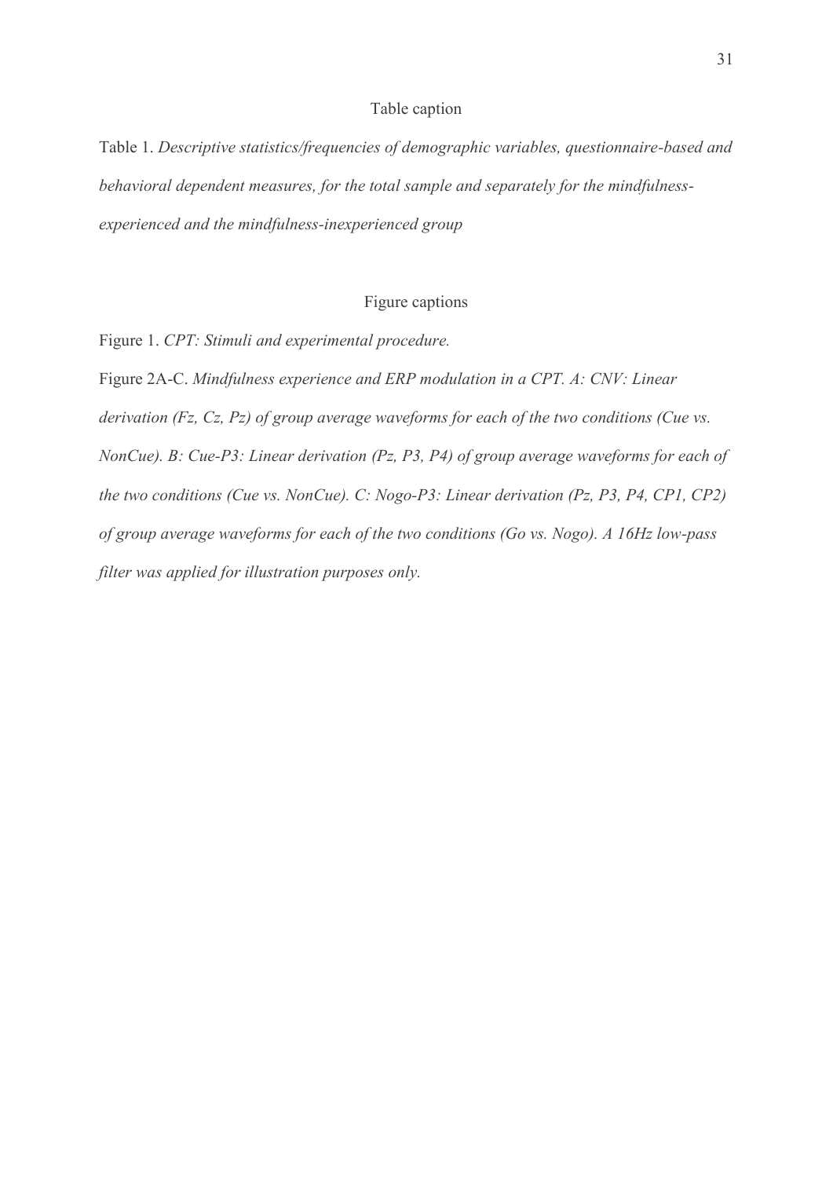## Table caption

Table 1. *Descriptive statistics/frequencies of demographic variables, questionnaire-based and behavioral dependent measures, for the total sample and separately for the mindfulness-experienced and the mindfulness-inexperienced group*

## Figure captions

Figure 1. *CPT: Stimuli and experimental procedure.*

Figure 2A-C. *Mindfulness experience and ERP modulation in a CPT. A: CNV: Linear derivation (Fz, Cz, Pz) of group average waveforms for each of the two conditions (Cue vs. NonCue). B: Cue-P3: Linear derivation (Pz, P3, P4) of group average waveforms for each of the two conditions (Cue vs. NonCue). C: Nogo-P3: Linear derivation (Pz, P3, P4, CP1, CP2) of group average waveforms for each of the two conditions (Go vs. Nogo). A 16Hz low-pass filter was applied for illustration purposes only.*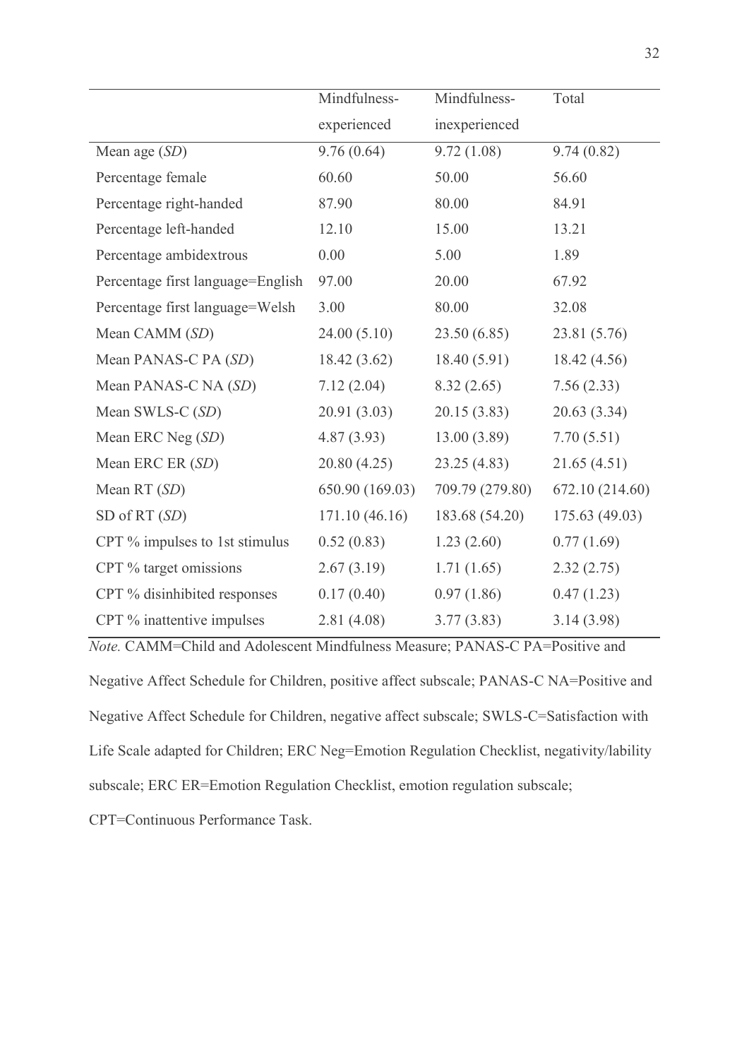| | Mindfulness-experienced | Mindfulness-inexperienced | Total |
|---|---|---|---|
| Mean age (*SD*) | 9.76 (0.64) | 9.72 (1.08) | 9.74 (0.82) |
| Percentage female | 60.60 | 50.00 | 56.60 |
| Percentage right-handed | 87.90 | 80.00 | 84.91 |
| Percentage left-handed | 12.10 | 15.00 | 13.21 |
| Percentage ambidextrous | 0.00 | 5.00 | 1.89 |
| Percentage first language=English | 97.00 | 20.00 | 67.92 |
| Percentage first language=Welsh | 3.00 | 80.00 | 32.08 |
| Mean CAMM (*SD*) | 24.00 (5.10) | 23.50 (6.85) | 23.81 (5.76) |
| Mean PANAS-C PA (*SD*) | 18.42 (3.62) | 18.40 (5.91) | 18.42 (4.56) |
| Mean PANAS-C NA (*SD*) | 7.12 (2.04) | 8.32 (2.65) | 7.56 (2.33) |
| Mean SWLS-C (*SD*) | 20.91 (3.03) | 20.15 (3.83) | 20.63 (3.34) |
| Mean ERC Neg (*SD*) | 4.87 (3.93) | 13.00 (3.89) | 7.70 (5.51) |
| Mean ERC ER (*SD*) | 20.80 (4.25) | 23.25 (4.83) | 21.65 (4.51) |
| Mean RT (*SD*) | 650.90 (169.03) | 709.79 (279.80) | 672.10 (214.60) |
| SD of RT (*SD*) | 171.10 (46.16) | 183.68 (54.20) | 175.63 (49.03) |
| CPT % impulses to 1st stimulus | 0.52 (0.83) | 1.23 (2.60) | 0.77 (1.69) |
| CPT % target omissions | 2.67 (3.19) | 1.71 (1.65) | 2.32 (2.75) |
| CPT % disinhibited responses | 0.17 (0.40) | 0.97 (1.86) | 0.47 (1.23) |
| CPT % inattentive impulses | 2.81 (4.08) | 3.77 (3.83) | 3.14 (3.98) |

*Note.* CAMM=Child and Adolescent Mindfulness Measure; PANAS-C PA=Positive and Negative Affect Schedule for Children, positive affect subscale; PANAS-C NA=Positive and Negative Affect Schedule for Children, negative affect subscale; SWLS-C=Satisfaction with Life Scale adapted for Children; ERC Neg=Emotion Regulation Checklist, negativity/lability subscale; ERC ER=Emotion Regulation Checklist, emotion regulation subscale; CPT=Continuous Performance Task.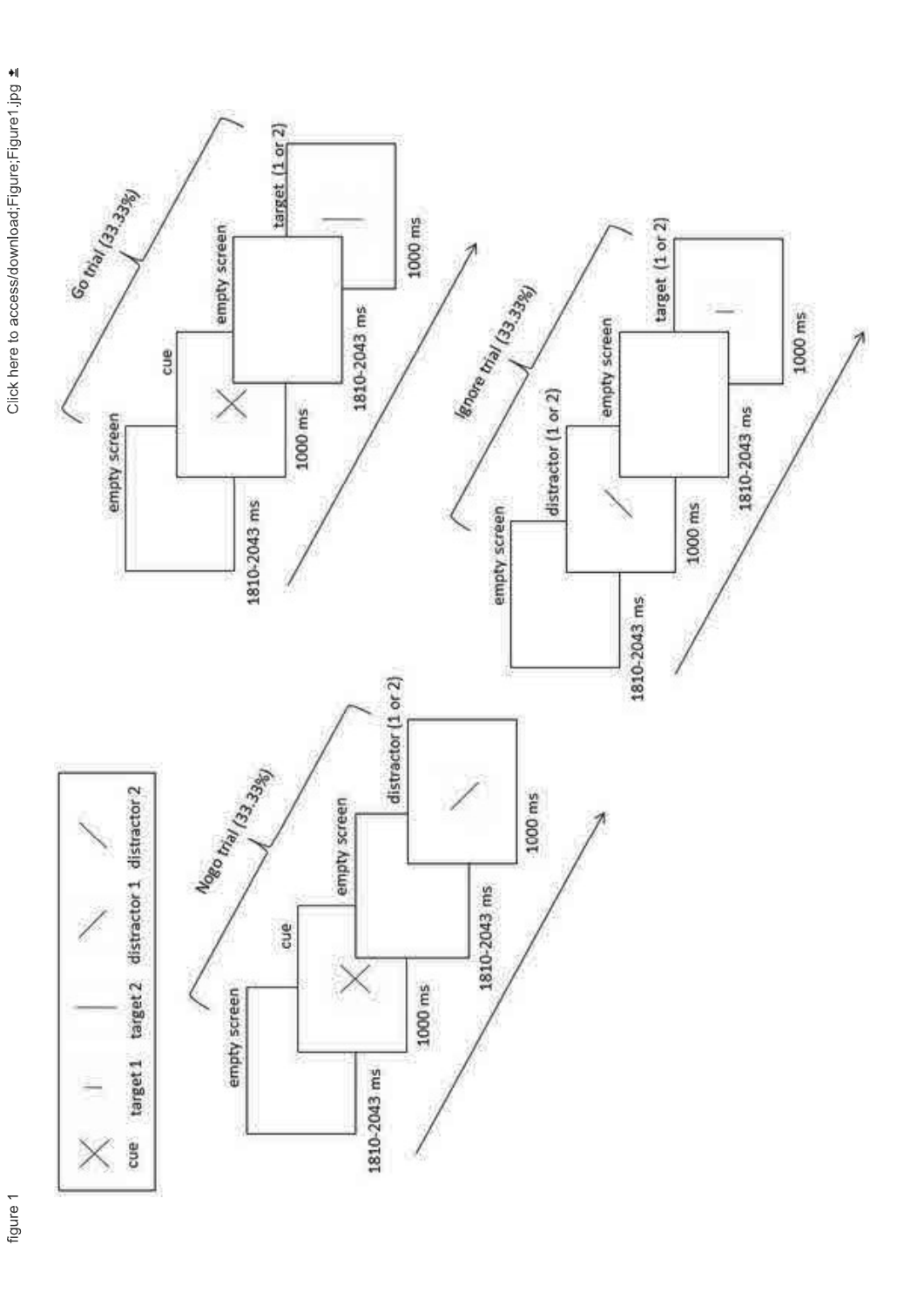figure 1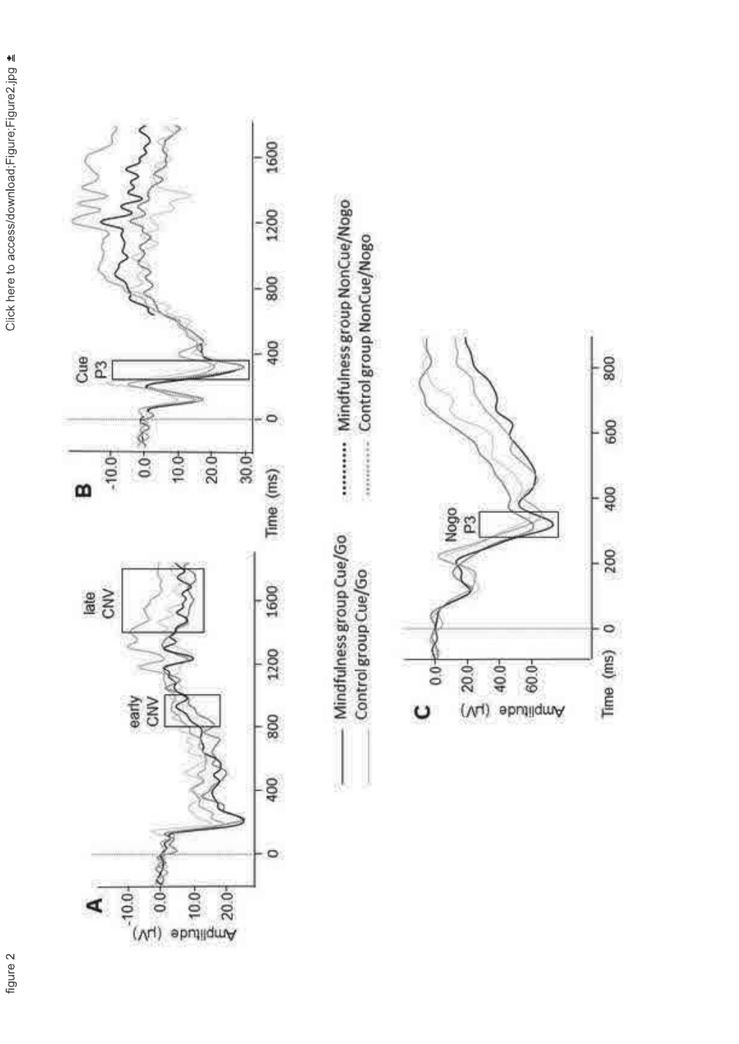figure 2

Click here to access/download;Figure;Figure2.jpg

A

Amplitude (µV)

-10.0
0.0
10.0
20.0

0
400
800
1200
1600

early CNV

late CNV

Mindfulness group Cue/Go
Control group Cue/Go

B

-10.0
0.0
10.0
20.0
30.0

Time (ms)

0
400
800
1200
1600

Cue P3

Mindfulness group NonCue/Nogo
Control group NonCue/Nogo

C

Amplitude (µV)

0.0
20.0
40.0
60.0

Time (ms)

0
200
400
600
800

Nogo P3